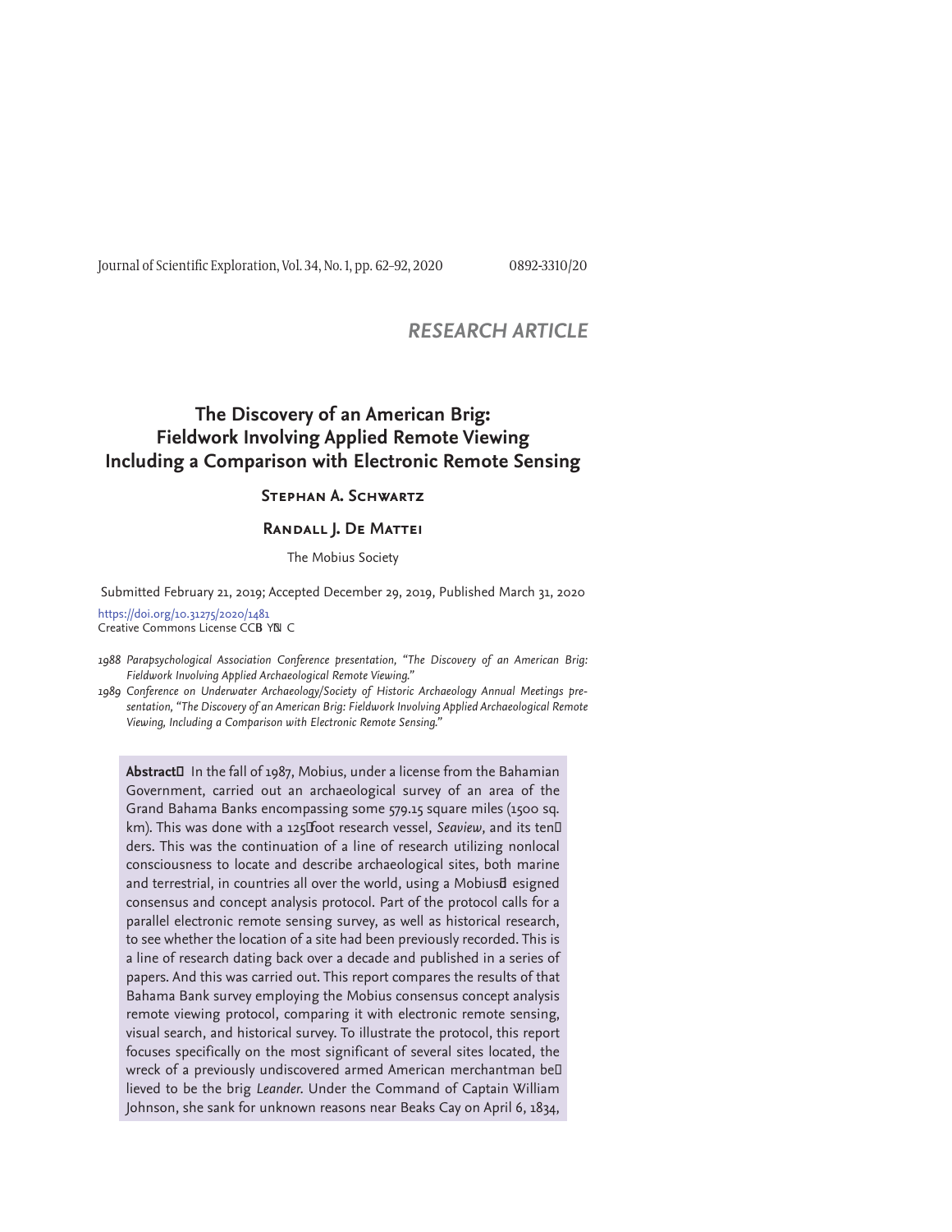*RESEARCH ARTICLE*

# The Discovery of an American Brig: Fieldwork Involving Applied Remote Viewing Including a Comparison with Electronic Remote Sensing

**Stephan A. Schwartz**

**Randall J. De Mattei**

The Mobius Society

Submitted February 21, 2019; Accepted December 29, 2019, Published March 31, 2020

https://doi.org/10.31275/2020/1481
Creative Commons License CC-BY-NC

*1988 Parapsychological Association Conference presentation, "The Discovery of an American Brig: Fieldwork Involving Applied Archaeological Remote Viewing."*

*1989 Conference on Underwater Archaeology/Society of Historic Archaeology Annual Meetings presentation, "The Discovery of an American Brig: Fieldwork Involving Applied Archaeological Remote Viewing, Including a Comparison with Electronic Remote Sensing."*

**Abstract**—In the fall of 1987, Mobius, under a license from the Bahamian Government, carried out an archaeological survey of an area of the Grand Bahama Banks encompassing some 579.15 square miles (1500 sq. km). This was done with a 125-foot research vessel, *Seaview*, and its tenders. This was the continuation of a line of research utilizing nonlocal consciousness to locate and describe archaeological sites, both marine and terrestrial, in countries all over the world, using a Mobius-designed consensus and concept analysis protocol. Part of the protocol calls for a parallel electronic remote sensing survey, as well as historical research, to see whether the location of a site had been previously recorded. This is a line of research dating back over a decade and published in a series of papers. And this was carried out. This report compares the results of that Bahama Bank survey employing the Mobius consensus concept analysis remote viewing protocol, comparing it with electronic remote sensing, visual search, and historical survey. To illustrate the protocol, this report focuses specifically on the most significant of several sites located, the wreck of a previously undiscovered armed American merchantman believed to be the brig *Leander*. Under the Command of Captain William Johnson, she sank for unknown reasons near Beaks Cay on April 6, 1834,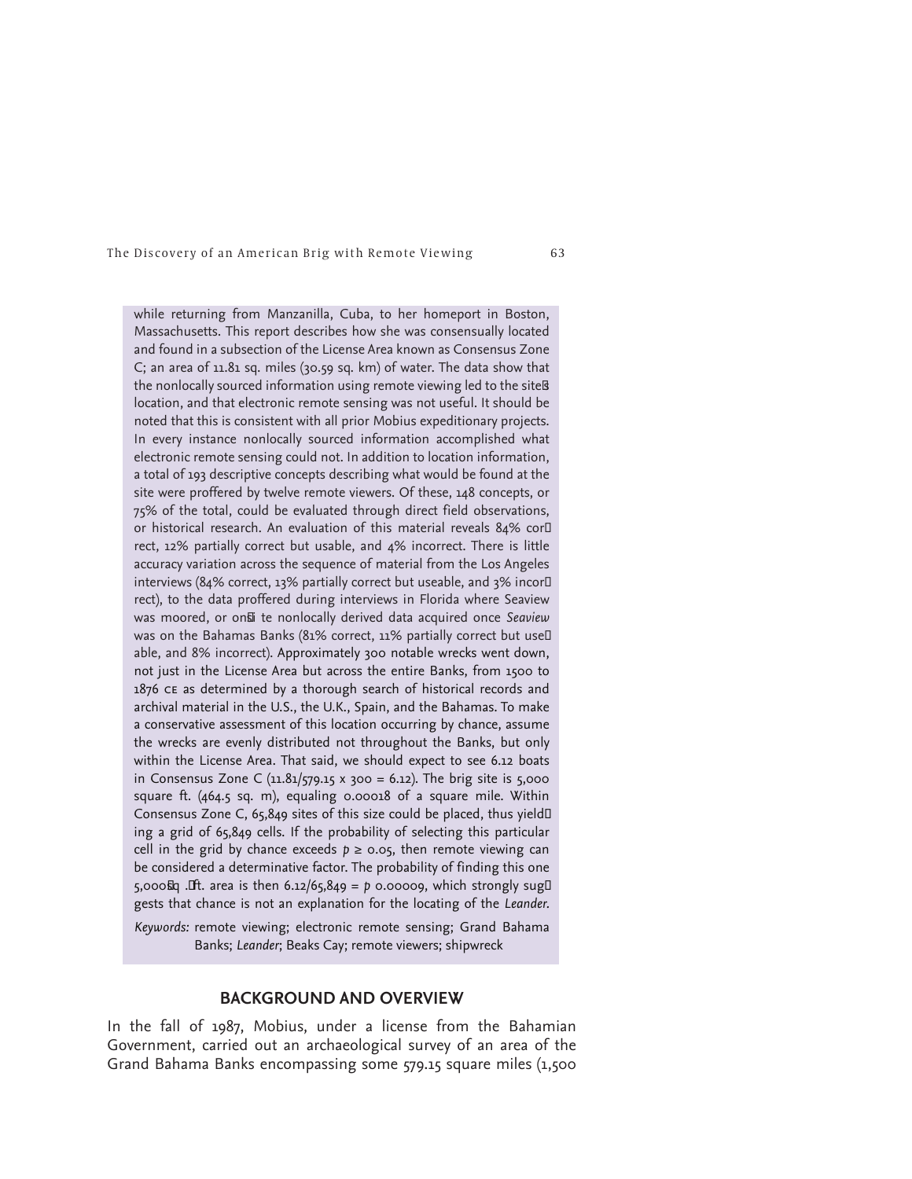while returning from Manzanilla, Cuba, to her homeport in Boston, Massachusetts. This report describes how she was consensually located and found in a subsection of the License Area known as Consensus Zone C; an area of 11.81 sq. miles (30.59 sq. km) of water. The data show that the nonlocally sourced information using remote viewing led to the site's location, and that electronic remote sensing was not useful. It should be noted that this is consistent with all prior Mobius expeditionary projects. In every instance nonlocally sourced information accomplished what electronic remote sensing could not. In addition to location information, a total of 193 descriptive concepts describing what would be found at the site were proffered by twelve remote viewers. Of these, 148 concepts, or 75% of the total, could be evaluated through direct field observations, or historical research. An evaluation of this material reveals 84% correct, 12% partially correct but usable, and 4% incorrect. There is little accuracy variation across the sequence of material from the Los Angeles interviews (84% correct, 13% partially correct but useable, and 3% incorrect), to the data proffered during interviews in Florida where Seaview was moored, or onsite nonlocally derived data acquired once *Seaview* was on the Bahamas Banks (81% correct, 11% partially correct but useable, and 8% incorrect). Approximately 300 notable wrecks went down, not just in the License Area but across the entire Banks, from 1500 to 1876 CE as determined by a thorough search of historical records and archival material in the U.S., the U.K., Spain, and the Bahamas. To make a conservative assessment of this location occurring by chance, assume the wrecks are evenly distributed not throughout the Banks, but only within the License Area. That said, we should expect to see 6.12 boats in Consensus Zone C (11.81/579.15 x 300 = 6.12). The brig site is 5,000 square ft. (464.5 sq. m), equaling 0.00018 of a square mile. Within Consensus Zone C, 65,849 sites of this size could be placed, thus yielding a grid of 65,849 cells. If the probability of selecting this particular cell in the grid by chance exceeds $p \geq 0.05$, then remote viewing can be considered a determinative factor. The probability of finding this one 5,000 sq. ft. area is then 6.12/65,849 = $p$ 0.00009, which strongly suggests that chance is not an explanation for the locating of the *Leander*.

*Keywords:* remote viewing; electronic remote sensing; Grand Bahama Banks; *Leander*; Beaks Cay; remote viewers; shipwreck

## BACKGROUND AND OVERVIEW

In the fall of 1987, Mobius, under a license from the Bahamian Government, carried out an archaeological survey of an area of the Grand Bahama Banks encompassing some 579.15 square miles (1,500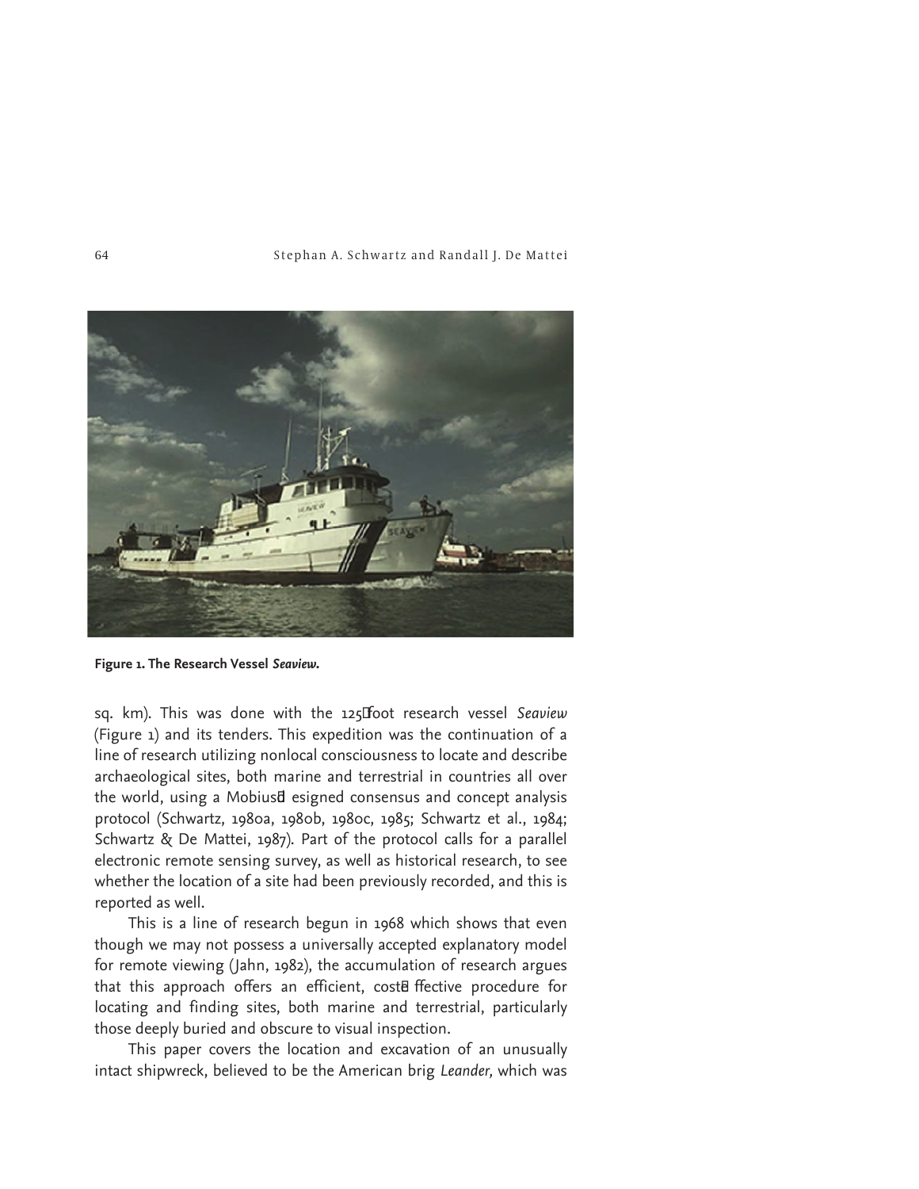**Figure 1. The Research Vessel *Seaview*.**

sq. km). This was done with the 125-foot research vessel *Seaview* (Figure 1) and its tenders. This expedition was the continuation of a line of research utilizing nonlocal consciousness to locate and describe archaeological sites, both marine and terrestrial in countries all over the world, using a Mobius-designed consensus and concept analysis protocol (Schwartz, 1980a, 1980b, 1980c, 1985; Schwartz et al., 1984; Schwartz & De Mattei, 1987). Part of the protocol calls for a parallel electronic remote sensing survey, as well as historical research, to see whether the location of a site had been previously recorded, and this is reported as well.

This is a line of research begun in 1968 which shows that even though we may not possess a universally accepted explanatory model for remote viewing (Jahn, 1982), the accumulation of research argues that this approach offers an efficient, cost-effective procedure for locating and finding sites, both marine and terrestrial, particularly those deeply buried and obscure to visual inspection.

This paper covers the location and excavation of an unusually intact shipwreck, believed to be the American brig *Leander,* which was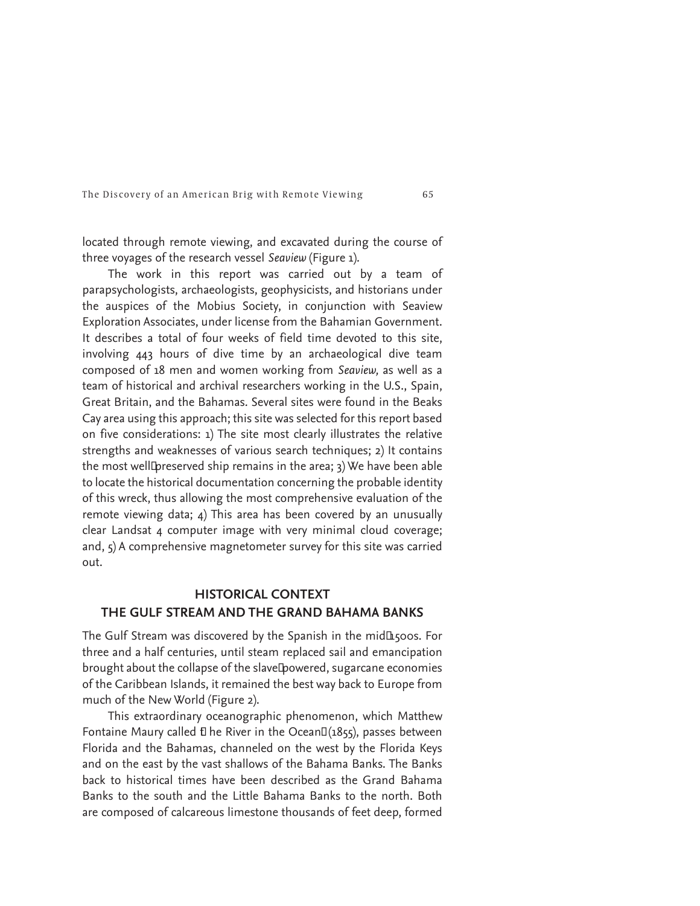located through remote viewing, and excavated during the course of three voyages of the research vessel *Seaview* (Figure 1).

The work in this report was carried out by a team of parapsychologists, archaeologists, geophysicists, and historians under the auspices of the Mobius Society, in conjunction with Seaview Exploration Associates, under license from the Bahamian Government. It describes a total of four weeks of field time devoted to this site, involving 443 hours of dive time by an archaeological dive team composed of 18 men and women working from *Seaview,* as well as a team of historical and archival researchers working in the U.S., Spain, Great Britain, and the Bahamas. Several sites were found in the Beaks Cay area using this approach; this site was selected for this report based on five considerations: 1) The site most clearly illustrates the relative strengths and weaknesses of various search techniques; 2) It contains the most well-preserved ship remains in the area; 3) We have been able to locate the historical documentation concerning the probable identity of this wreck, thus allowing the most comprehensive evaluation of the remote viewing data; 4) This area has been covered by an unusually clear Landsat 4 computer image with very minimal cloud coverage; and, 5) A comprehensive magnetometer survey for this site was carried out.

## HISTORICAL CONTEXT
## THE GULF STREAM AND THE GRAND BAHAMA BANKS

The Gulf Stream was discovered by the Spanish in the mid-1500s. For three and a half centuries, until steam replaced sail and emancipation brought about the collapse of the slave-powered, sugarcane economies of the Caribbean Islands, it remained the best way back to Europe from much of the New World (Figure 2).

This extraordinary oceanographic phenomenon, which Matthew Fontaine Maury called "The River in the Ocean" (1855), passes between Florida and the Bahamas, channeled on the west by the Florida Keys and on the east by the vast shallows of the Bahama Banks. The Banks back to historical times have been described as the Grand Bahama Banks to the south and the Little Bahama Banks to the north. Both are composed of calcareous limestone thousands of feet deep, formed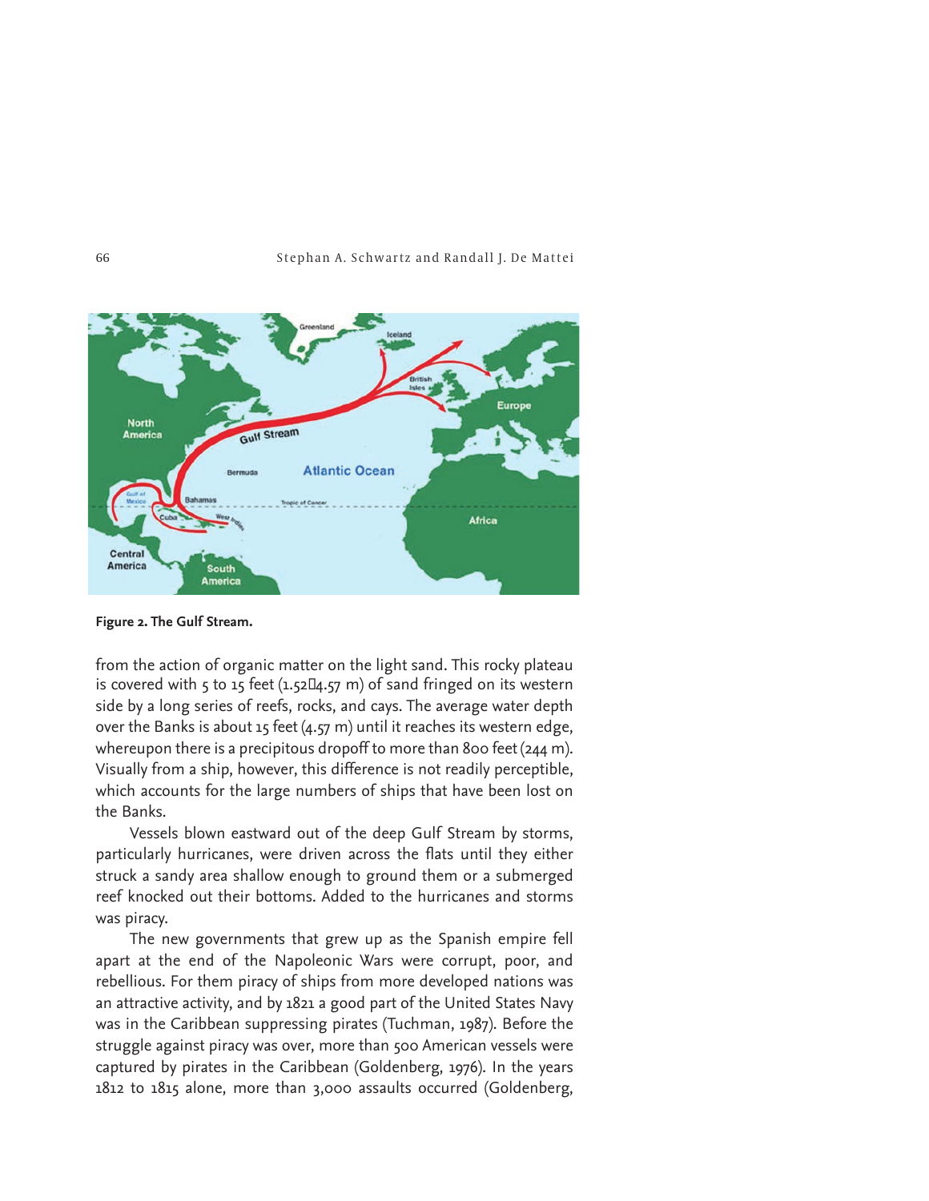**Figure 2. The Gulf Stream.**

from the action of organic matter on the light sand. This rocky plateau is covered with 5 to 15 feet (1.52–4.57 m) of sand fringed on its western side by a long series of reefs, rocks, and cays. The average water depth over the Banks is about 15 feet (4.57 m) until it reaches its western edge, whereupon there is a precipitous dropoff to more than 800 feet (244 m). Visually from a ship, however, this difference is not readily perceptible, which accounts for the large numbers of ships that have been lost on the Banks.

Vessels blown eastward out of the deep Gulf Stream by storms, particularly hurricanes, were driven across the flats until they either struck a sandy area shallow enough to ground them or a submerged reef knocked out their bottoms. Added to the hurricanes and storms was piracy.

The new governments that grew up as the Spanish empire fell apart at the end of the Napoleonic Wars were corrupt, poor, and rebellious. For them piracy of ships from more developed nations was an attractive activity, and by 1821 a good part of the United States Navy was in the Caribbean suppressing pirates (Tuchman, 1987). Before the struggle against piracy was over, more than 500 American vessels were captured by pirates in the Caribbean (Goldenberg, 1976). In the years 1812 to 1815 alone, more than 3,000 assaults occurred (Goldenberg,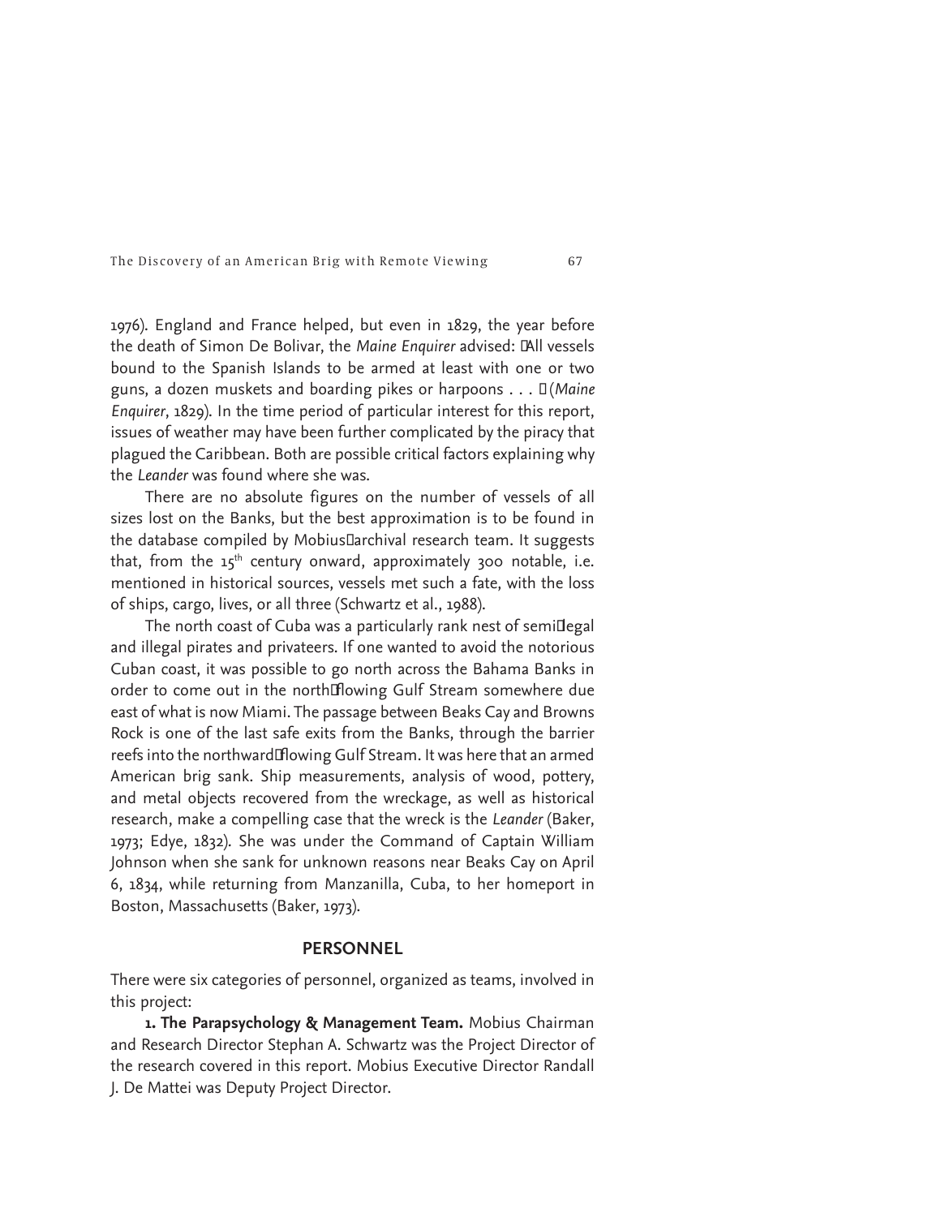1976). England and France helped, but even in 1829, the year before the death of Simon De Bolivar, the *Maine Enquirer* advised: "All vessels bound to the Spanish Islands to be armed at least with one or two guns, a dozen muskets and boarding pikes or harpoons . . . " (*Maine Enquirer*, 1829). In the time period of particular interest for this report, issues of weather may have been further complicated by the piracy that plagued the Caribbean. Both are possible critical factors explaining why the *Leander* was found where she was.

There are no absolute figures on the number of vessels of all sizes lost on the Banks, but the best approximation is to be found in the database compiled by Mobius' archival research team. It suggests that, from the 15th century onward, approximately 300 notable, i.e. mentioned in historical sources, vessels met such a fate, with the loss of ships, cargo, lives, or all three (Schwartz et al., 1988).

The north coast of Cuba was a particularly rank nest of semi-legal and illegal pirates and privateers. If one wanted to avoid the notorious Cuban coast, it was possible to go north across the Bahama Banks in order to come out in the north-flowing Gulf Stream somewhere due east of what is now Miami. The passage between Beaks Cay and Browns Rock is one of the last safe exits from the Banks, through the barrier reefs into the northward-flowing Gulf Stream. It was here that an armed American brig sank. Ship measurements, analysis of wood, pottery, and metal objects recovered from the wreckage, as well as historical research, make a compelling case that the wreck is the *Leander* (Baker, 1973; Edye, 1832). She was under the Command of Captain William Johnson when she sank for unknown reasons near Beaks Cay on April 6, 1834, while returning from Manzanilla, Cuba, to her homeport in Boston, Massachusetts (Baker, 1973).

## PERSONNEL

There were six categories of personnel, organized as teams, involved in this project:

**1. The Parapsychology & Management Team.** Mobius Chairman and Research Director Stephan A. Schwartz was the Project Director of the research covered in this report. Mobius Executive Director Randall J. De Mattei was Deputy Project Director.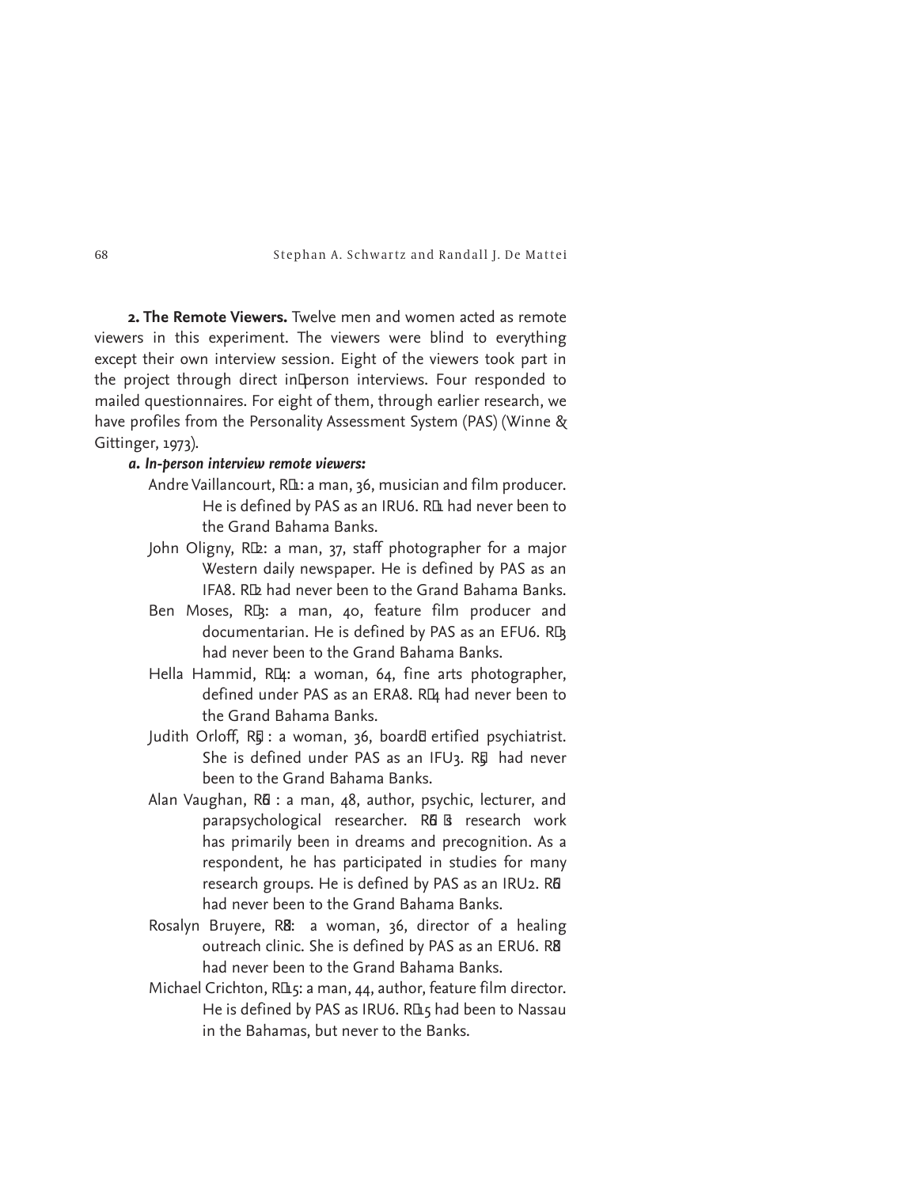**2. The Remote Viewers.** Twelve men and women acted as remote viewers in this experiment. The viewers were blind to everything except their own interview session. Eight of the viewers took part in the project through direct in-person interviews. Four responded to mailed questionnaires. For eight of them, through earlier research, we have profiles from the Personality Assessment System (PAS) (Winne & Gittinger, 1973).

***a. In-person interview remote viewers:***

Andre Vaillancourt, R-1: a man, 36, musician and film producer. He is defined by PAS as an IRU6. R-1 had never been to the Grand Bahama Banks.

John Oligny, R-2: a man, 37, staff photographer for a major Western daily newspaper. He is defined by PAS as an IFA8. R-2 had never been to the Grand Bahama Banks.

Ben Moses, R-3: a man, 40, feature film producer and documentarian. He is defined by PAS as an EFU6. R-3 had never been to the Grand Bahama Banks.

Hella Hammid, R-4: a woman, 64, fine arts photographer, defined under PAS as an ERA8. R-4 had never been to the Grand Bahama Banks.

Judith Orloff, R-5: a woman, 36, board-certified psychiatrist. She is defined under PAS as an IFU3. R-5 had never been to the Grand Bahama Banks.

Alan Vaughan, R-6: a man, 48, author, psychic, lecturer, and parapsychological researcher. R-6's research work has primarily been in dreams and precognition. As a respondent, he has participated in studies for many research groups. He is defined by PAS as an IRU2. R-6 had never been to the Grand Bahama Banks.

Rosalyn Bruyere, R-8: a woman, 36, director of a healing outreach clinic. She is defined by PAS as an ERU6. R-8 had never been to the Grand Bahama Banks.

Michael Crichton, R-15: a man, 44, author, feature film director. He is defined by PAS as IRU6. R-15 had been to Nassau in the Bahamas, but never to the Banks.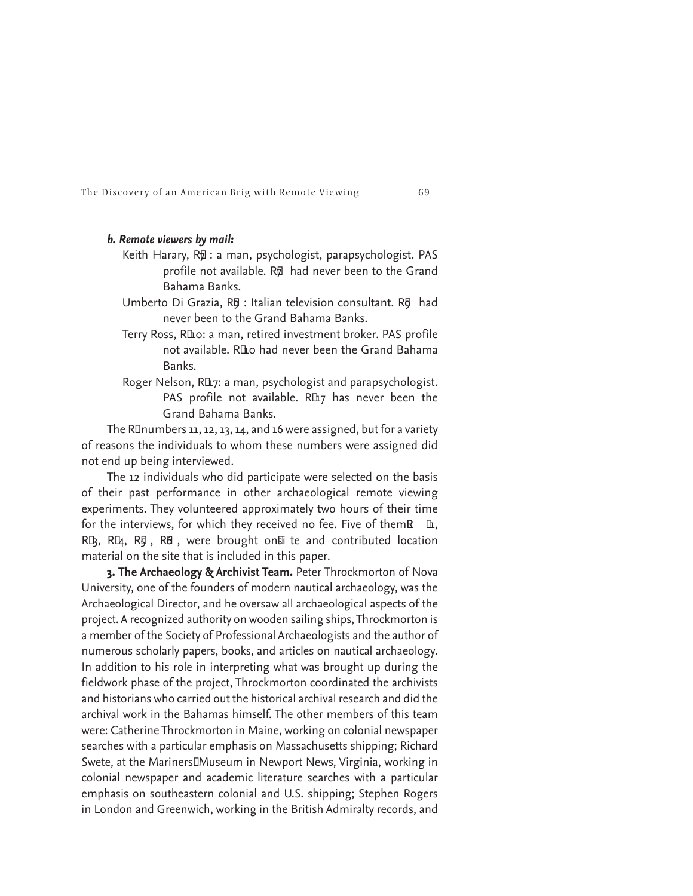*b. Remote viewers by mail:*

Keith Harary, R7: a man, psychologist, parapsychologist. PAS profile not available. R7 had never been to the Grand Bahama Banks.

Umberto Di Grazia, R9: Italian television consultant. R9 had never been to the Grand Bahama Banks.

Terry Ross, R10: a man, retired investment broker. PAS profile not available. R10 had never been the Grand Bahama Banks.

Roger Nelson, R17: a man, psychologist and parapsychologist. PAS profile not available. R17 has never been the Grand Bahama Banks.

The R numbers 11, 12, 13, 14, and 16 were assigned, but for a variety of reasons the individuals to whom these numbers were assigned did not end up being interviewed.

The 12 individuals who did participate were selected on the basis of their past performance in other archaeological remote viewing experiments. They volunteered approximately two hours of their time for the interviews, for which they received no fee. Five of them R1, R3, R4, R5, R6, were brought onsite and contributed location material on the site that is included in this paper.

**3. The Archaeology & Archivist Team.** Peter Throckmorton of Nova University, one of the founders of modern nautical archaeology, was the Archaeological Director, and he oversaw all archaeological aspects of the project. A recognized authority on wooden sailing ships, Throckmorton is a member of the Society of Professional Archaeologists and the author of numerous scholarly papers, books, and articles on nautical archaeology. In addition to his role in interpreting what was brought up during the fieldwork phase of the project, Throckmorton coordinated the archivists and historians who carried out the historical archival research and did the archival work in the Bahamas himself. The other members of this team were: Catherine Throckmorton in Maine, working on colonial newspaper searches with a particular emphasis on Massachusetts shipping; Richard Swete, at the Mariners' Museum in Newport News, Virginia, working in colonial newspaper and academic literature searches with a particular emphasis on southeastern colonial and U.S. shipping; Stephen Rogers in London and Greenwich, working in the British Admiralty records, and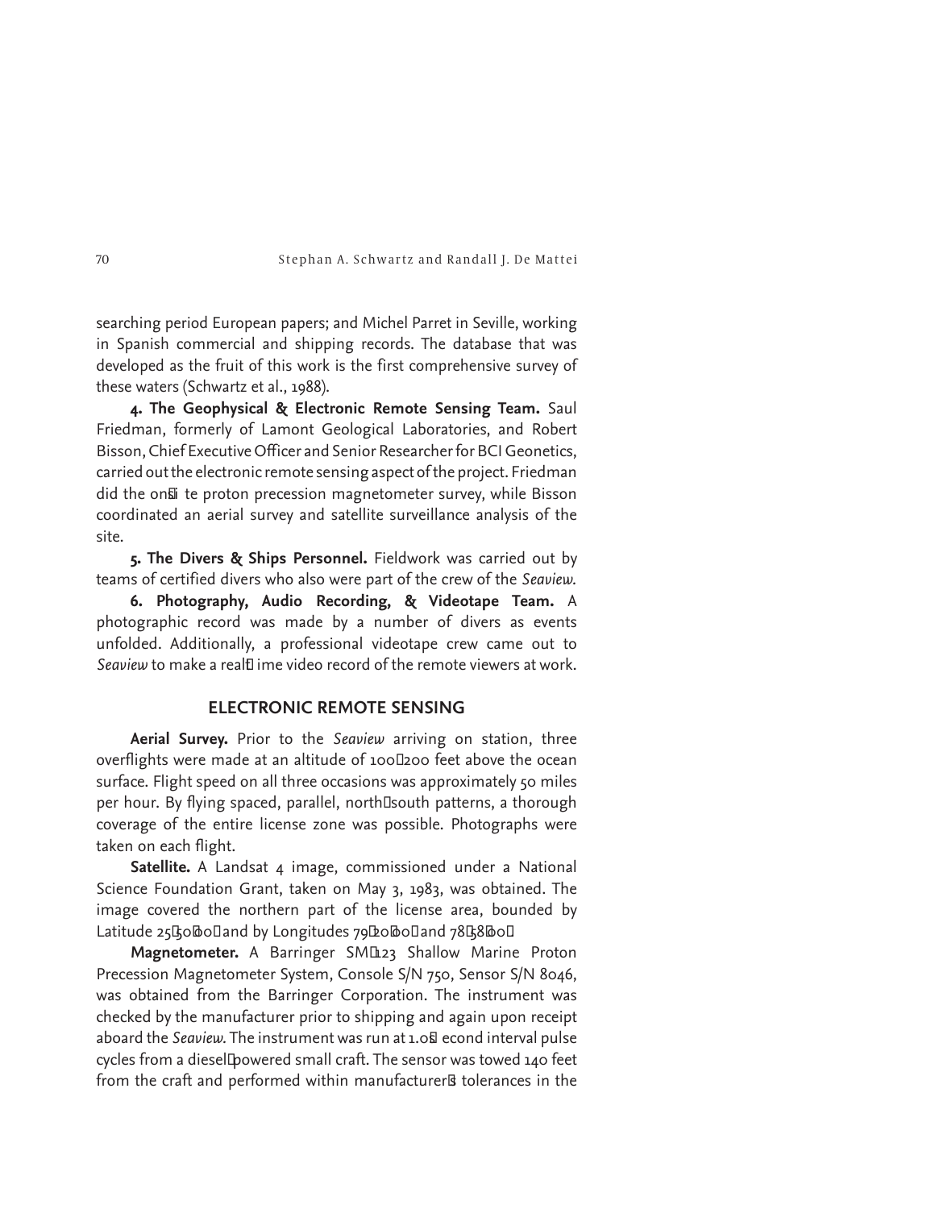searching period European papers; and Michel Parret in Seville, working in Spanish commercial and shipping records. The database that was developed as the fruit of this work is the first comprehensive survey of these waters (Schwartz et al., 1988).

**4. The Geophysical & Electronic Remote Sensing Team.** Saul Friedman, formerly of Lamont Geological Laboratories, and Robert Bisson, Chief Executive Officer and Senior Researcher for BCI Geonetics, carried out the electronic remote sensing aspect of the project. Friedman did the on-site proton precession magnetometer survey, while Bisson coordinated an aerial survey and satellite surveillance analysis of the site.

**5. The Divers & Ships Personnel.** Fieldwork was carried out by teams of certified divers who also were part of the crew of the *Seaview.*

**6. Photography, Audio Recording, & Videotape Team.** A photographic record was made by a number of divers as events unfolded. Additionally, a professional videotape crew came out to *Seaview* to make a real-time video record of the remote viewers at work.

## ELECTRONIC REMOTE SENSING

**Aerial Survey.** Prior to the *Seaview* arriving on station, three overflights were made at an altitude of 100–200 feet above the ocean surface. Flight speed on all three occasions was approximately 50 miles per hour. By flying spaced, parallel, north–south patterns, a thorough coverage of the entire license zone was possible. Photographs were taken on each flight.

**Satellite.** A Landsat 4 image, commissioned under a National Science Foundation Grant, taken on May 3, 1983, was obtained. The image covered the northern part of the license area, bounded by Latitude 25°50'00" and by Longitudes 79°20'00" and 78°58'00".

**Magnetometer.** A Barringer SM-123 Shallow Marine Proton Precession Magnetometer System, Console S/N 750, Sensor S/N 8046, was obtained from the Barringer Corporation. The instrument was checked by the manufacturer prior to shipping and again upon receipt aboard the *Seaview.* The instrument was run at 1.0-second interval pulse cycles from a diesel-powered small craft. The sensor was towed 140 feet from the craft and performed within manufacturer's tolerances in the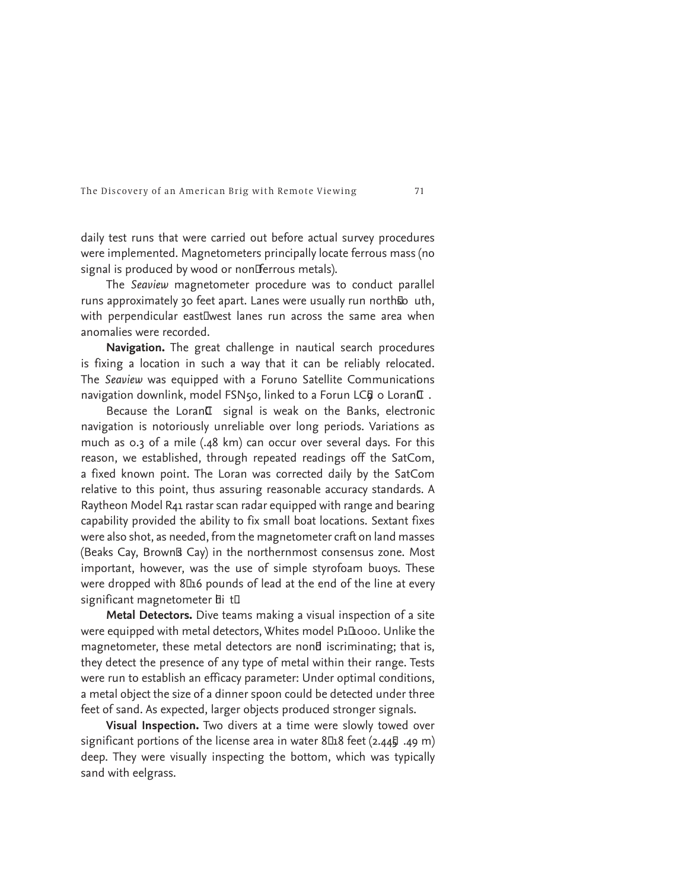daily test runs that were carried out before actual survey procedures were implemented. Magnetometers principally locate ferrous mass (no signal is produced by wood or non-ferrous metals).

The *Seaview* magnetometer procedure was to conduct parallel runs approximately 30 feet apart. Lanes were usually run north-south, with perpendicular east-west lanes run across the same area when anomalies were recorded.

**Navigation.** The great challenge in nautical search procedures is fixing a location in such a way that it can be reliably relocated. The *Seaview* was equipped with a Foruno Satellite Communications navigation downlink, model FSN50, linked to a Forun LC-90 Loran-C.

Because the Loran-C signal is weak on the Banks, electronic navigation is notoriously unreliable over long periods. Variations as much as 0.3 of a mile (.48 km) can occur over several days. For this reason, we established, through repeated readings off the SatCom, a fixed known point. The Loran was corrected daily by the SatCom relative to this point, thus assuring reasonable accuracy standards. A Raytheon Model R41 rastar scan radar equipped with range and bearing capability provided the ability to fix small boat locations. Sextant fixes were also shot, as needed, from the magnetometer craft on land masses (Beaks Cay, Brown's Cay) in the northernmost consensus zone. Most important, however, was the use of simple styrofoam buoys. These were dropped with 8-16 pounds of lead at the end of the line at every significant magnetometer "hit."

**Metal Detectors.** Dive teams making a visual inspection of a site were equipped with metal detectors, Whites model P1-1000. Unlike the magnetometer, these metal detectors are non-discriminating; that is, they detect the presence of any type of metal within their range. Tests were run to establish an efficacy parameter: Under optimal conditions, a metal object the size of a dinner spoon could be detected under three feet of sand. As expected, larger objects produced stronger signals.

**Visual Inspection.** Two divers at a time were slowly towed over significant portions of the license area in water 8-18 feet (2.44-5.49 m) deep. They were visually inspecting the bottom, which was typically sand with eelgrass.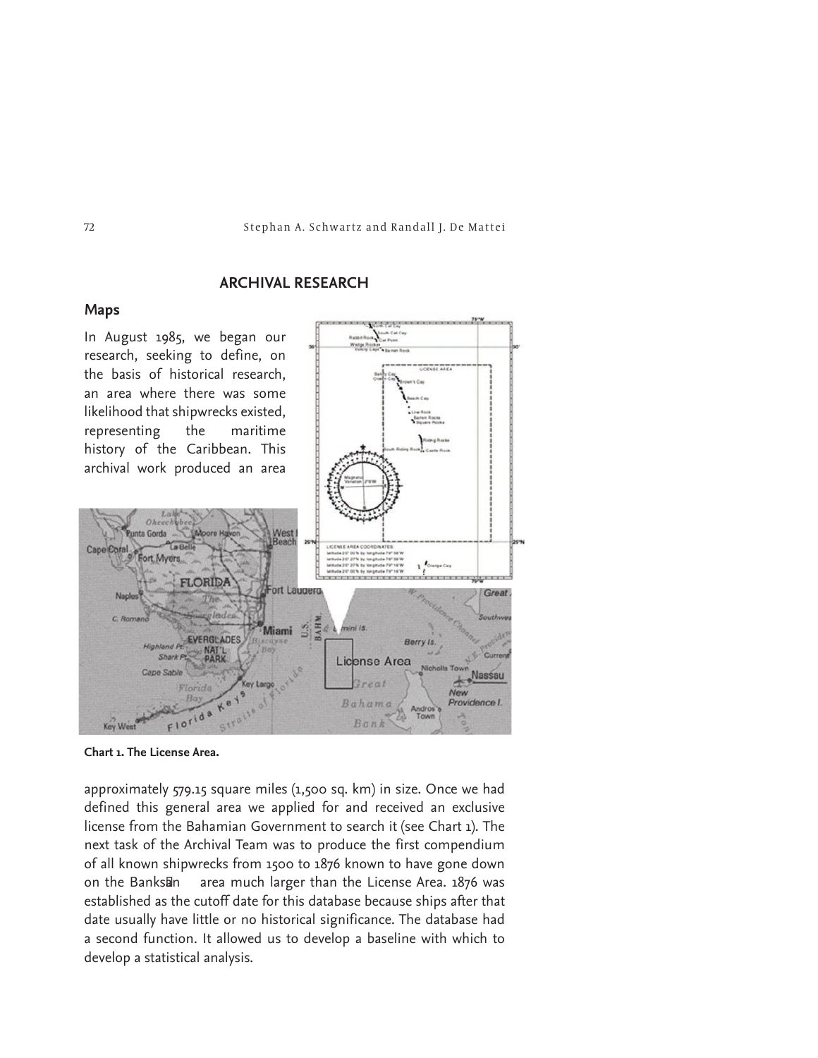## ARCHIVAL RESEARCH

### Maps

In August 1985, we began our research, seeking to define, on the basis of historical research, an area where there was some likelihood that shipwrecks existed, representing the maritime history of the Caribbean. This archival work produced an area approximately 579.15 square miles (1,500 sq. km) in size. Once we had defined this general area we applied for and received an exclusive license from the Bahamian Government to search it (see Chart 1). The next task of the Archival Team was to produce the first compendium of all known shipwrecks from 1500 to 1876 known to have gone down on the Banks—an area much larger than the License Area. 1876 was established as the cutoff date for this database because ships after that date usually have little or no historical significance. The database had a second function. It allowed us to develop a baseline with which to develop a statistical analysis.

**Chart 1. The License Area.**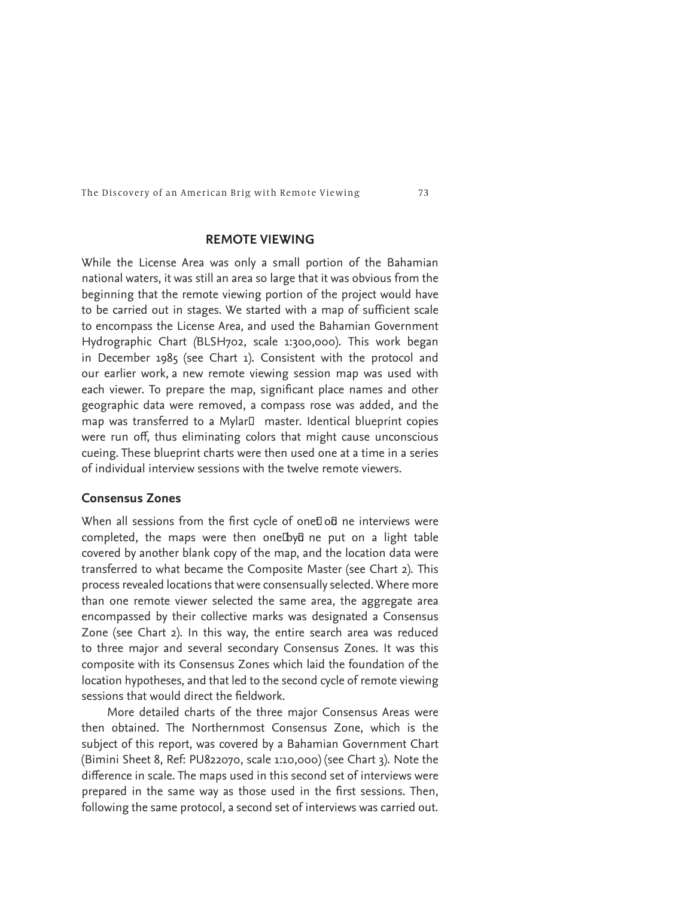## REMOTE VIEWING

While the License Area was only a small portion of the Bahamian national waters, it was still an area so large that it was obvious from the beginning that the remote viewing portion of the project would have to be carried out in stages. We started with a map of sufficient scale to encompass the License Area, and used the Bahamian Government Hydrographic Chart (BLSH702, scale 1:300,000). This work began in December 1985 (see Chart 1). Consistent with the protocol and our earlier work, a new remote viewing session map was used with each viewer. To prepare the map, significant place names and other geographic data were removed, a compass rose was added, and the map was transferred to a Mylar® master. Identical blueprint copies were run off, thus eliminating colors that might cause unconscious cueing. These blueprint charts were then used one at a time in a series of individual interview sessions with the twelve remote viewers.

### Consensus Zones

When all sessions from the first cycle of one-on-one interviews were completed, the maps were then one-by-one put on a light table covered by another blank copy of the map, and the location data were transferred to what became the Composite Master (see Chart 2). This process revealed locations that were consensually selected. Where more than one remote viewer selected the same area, the aggregate area encompassed by their collective marks was designated a Consensus Zone (see Chart 2). In this way, the entire search area was reduced to three major and several secondary Consensus Zones. It was this composite with its Consensus Zones which laid the foundation of the location hypotheses, and that led to the second cycle of remote viewing sessions that would direct the fieldwork.

More detailed charts of the three major Consensus Areas were then obtained. The Northernmost Consensus Zone, which is the subject of this report, was covered by a Bahamian Government Chart (Bimini Sheet 8, Ref: PU822070, scale 1:10,000) (see Chart 3). Note the difference in scale. The maps used in this second set of interviews were prepared in the same way as those used in the first sessions. Then, following the same protocol, a second set of interviews was carried out.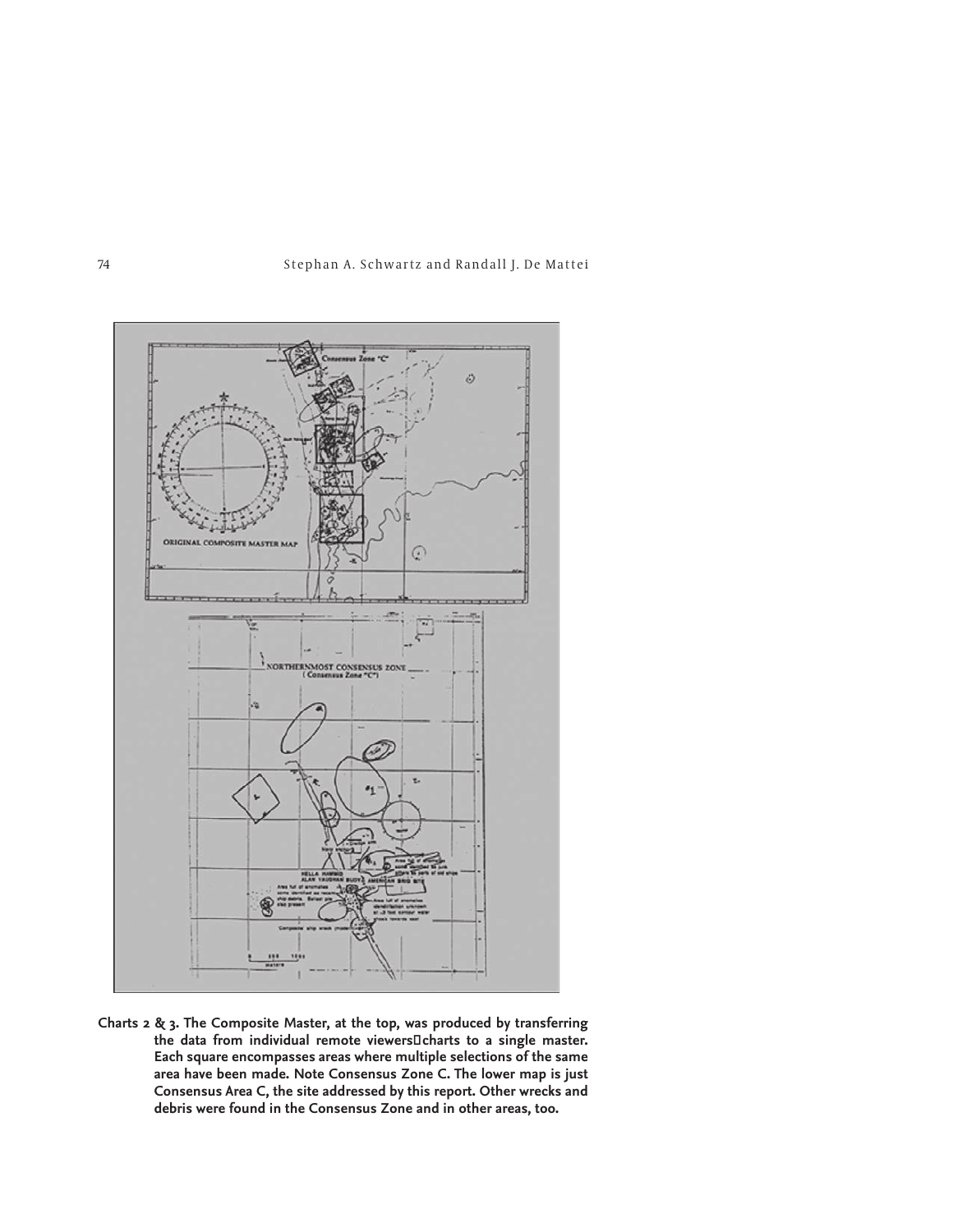**Charts 2 & 3. The Composite Master, at the top, was produced by transferring the data from individual remote viewers charts to a single master. Each square encompasses areas where multiple selections of the same area have been made. Note Consensus Zone C. The lower map is just Consensus Area C, the site addressed by this report. Other wrecks and debris were found in the Consensus Zone and in other areas, too.**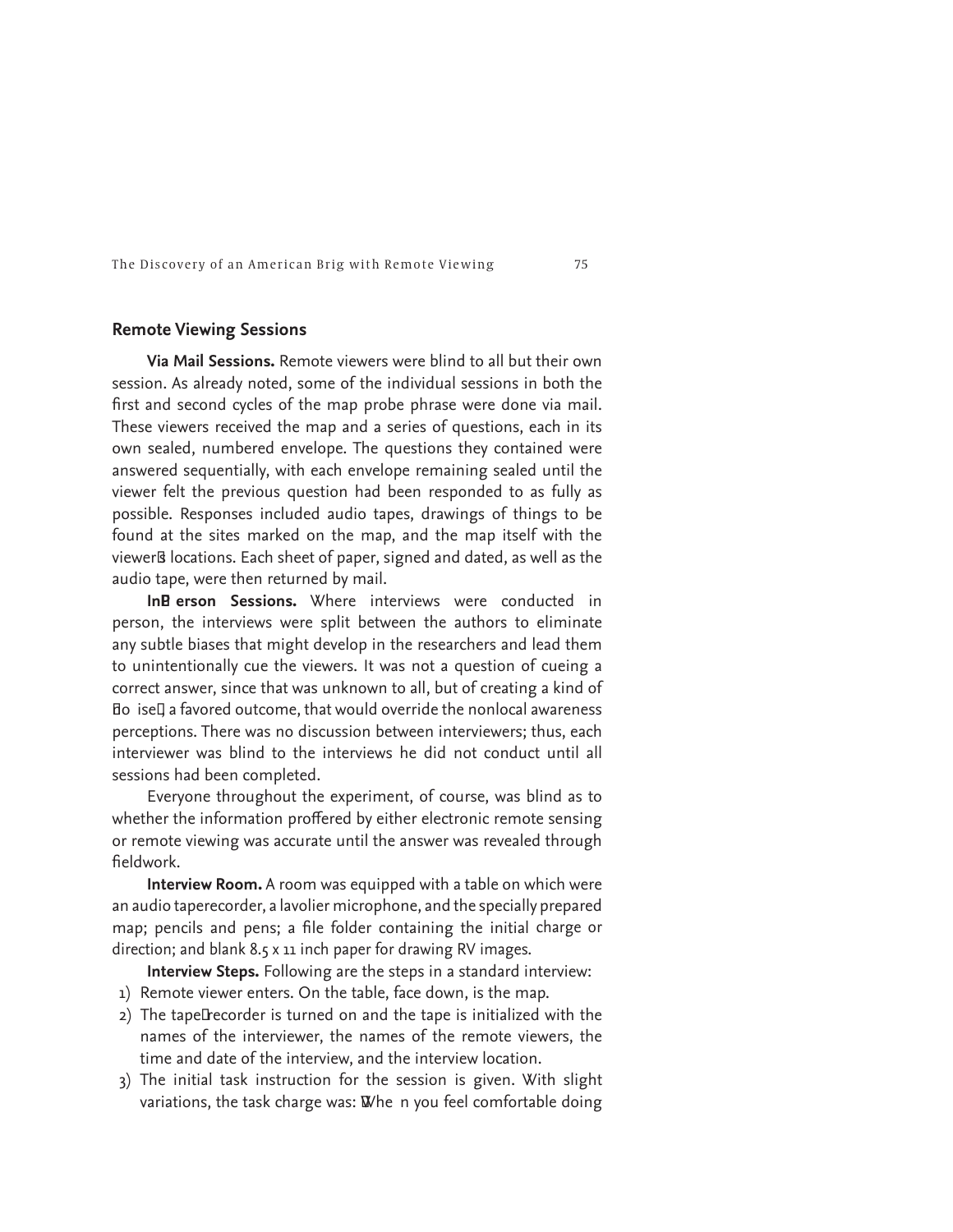## Remote Viewing Sessions

**Via Mail Sessions.** Remote viewers were blind to all but their own session. As already noted, some of the individual sessions in both the first and second cycles of the map probe phrase were done via mail. These viewers received the map and a series of questions, each in its own sealed, numbered envelope. The questions they contained were answered sequentially, with each envelope remaining sealed until the viewer felt the previous question had been responded to as fully as possible. Responses included audio tapes, drawings of things to be found at the sites marked on the map, and the map itself with the viewer's locations. Each sheet of paper, signed and dated, as well as the audio tape, were then returned by mail.

**In-Person Sessions.** Where interviews were conducted in person, the interviews were split between the authors to eliminate any subtle biases that might develop in the researchers and lead them to unintentionally cue the viewers. It was not a question of cueing a correct answer, since that was unknown to all, but of creating a kind of "noise," a favored outcome, that would override the nonlocal awareness perceptions. There was no discussion between interviewers; thus, each interviewer was blind to the interviews he did not conduct until all sessions had been completed.

Everyone throughout the experiment, of course, was blind as to whether the information proffered by either electronic remote sensing or remote viewing was accurate until the answer was revealed through fieldwork.

**Interview Room.** A room was equipped with a table on which were an audio taperecorder, a lavolier microphone, and the specially prepared map; pencils and pens; a file folder containing the initial charge or direction; and blank 8.5 x 11 inch paper for drawing RV images.

**Interview Steps.** Following are the steps in a standard interview:

1) Remote viewer enters. On the table, face down, is the map.
2) The tape-recorder is turned on and the tape is initialized with the names of the interviewer, the names of the remote viewers, the time and date of the interview, and the interview location.
3) The initial task instruction for the session is given. With slight variations, the task charge was: "When you feel comfortable doing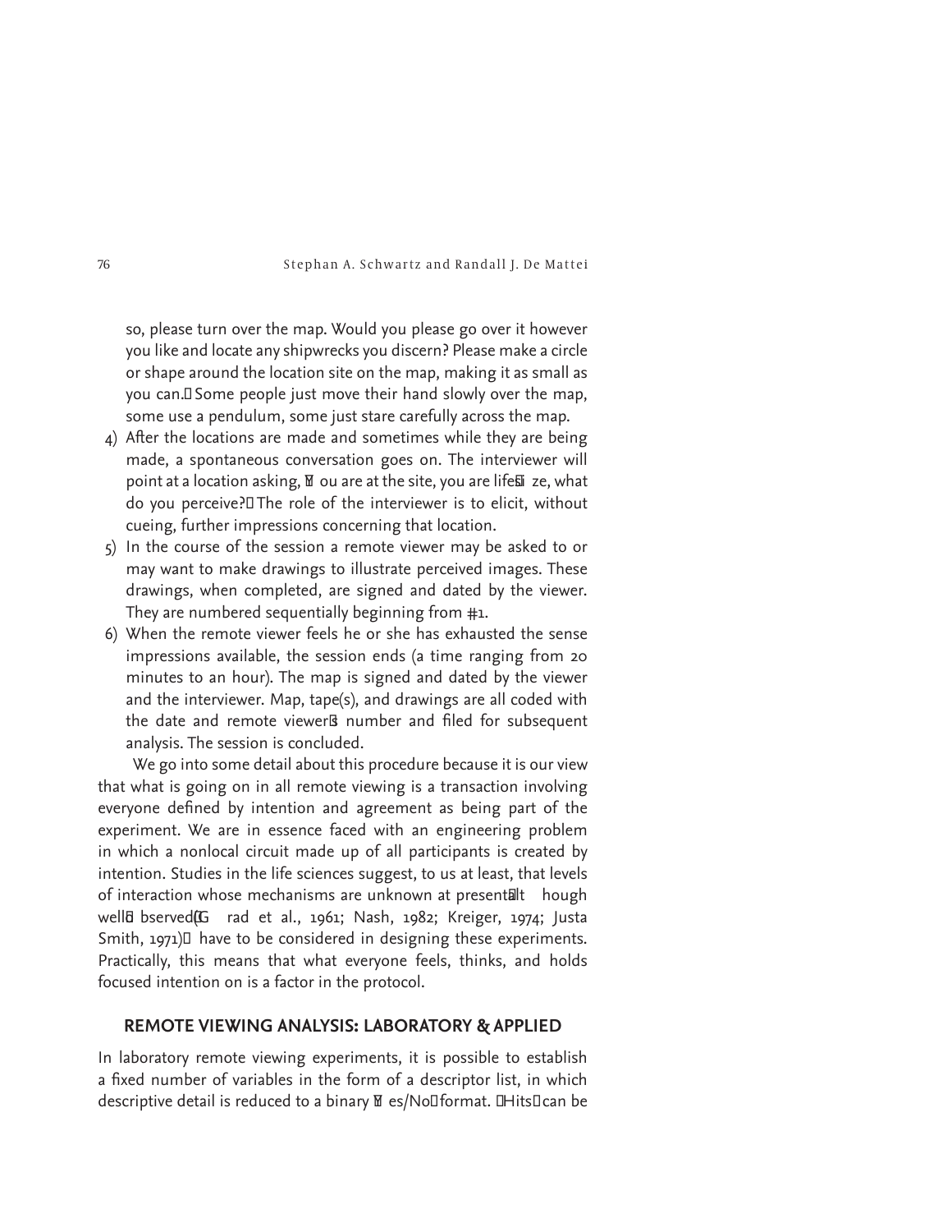so, please turn over the map. Would you please go over it however you like and locate any shipwrecks you discern? Please make a circle or shape around the location site on the map, making it as small as you can." Some people just move their hand slowly over the map, some use a pendulum, some just stare carefully across the map.

4) After the locations are made and sometimes while they are being made, a spontaneous conversation goes on. The interviewer will point at a location asking, "You are at the site, you are life-size, what do you perceive?" The role of the interviewer is to elicit, without cueing, further impressions concerning that location.
5) In the course of the session a remote viewer may be asked to or may want to make drawings to illustrate perceived images. These drawings, when completed, are signed and dated by the viewer. They are numbered sequentially beginning from #1.
6) When the remote viewer feels he or she has exhausted the sense impressions available, the session ends (a time ranging from 20 minutes to an hour). The map is signed and dated by the viewer and the interviewer. Map, tape(s), and drawings are all coded with the date and remote viewer's number and filed for subsequent analysis. The session is concluded.

We go into some detail about this procedure because it is our view that what is going on in all remote viewing is a transaction involving everyone defined by intention and agreement as being part of the experiment. We are in essence faced with an engineering problem in which a nonlocal circuit made up of all participants is created by intention. Studies in the life sciences suggest, to us at least, that levels of interaction whose mechanisms are unknown at present—although well-observed (Grad et al., 1961; Nash, 1982; Kreiger, 1974; Justa Smith, 1971)—have to be considered in designing these experiments. Practically, this means that what everyone feels, thinks, and holds focused intention on is a factor in the protocol.

## REMOTE VIEWING ANALYSIS: LABORATORY & APPLIED

In laboratory remote viewing experiments, it is possible to establish a fixed number of variables in the form of a descriptor list, in which descriptive detail is reduced to a binary "Yes/No" format. "Hits" can be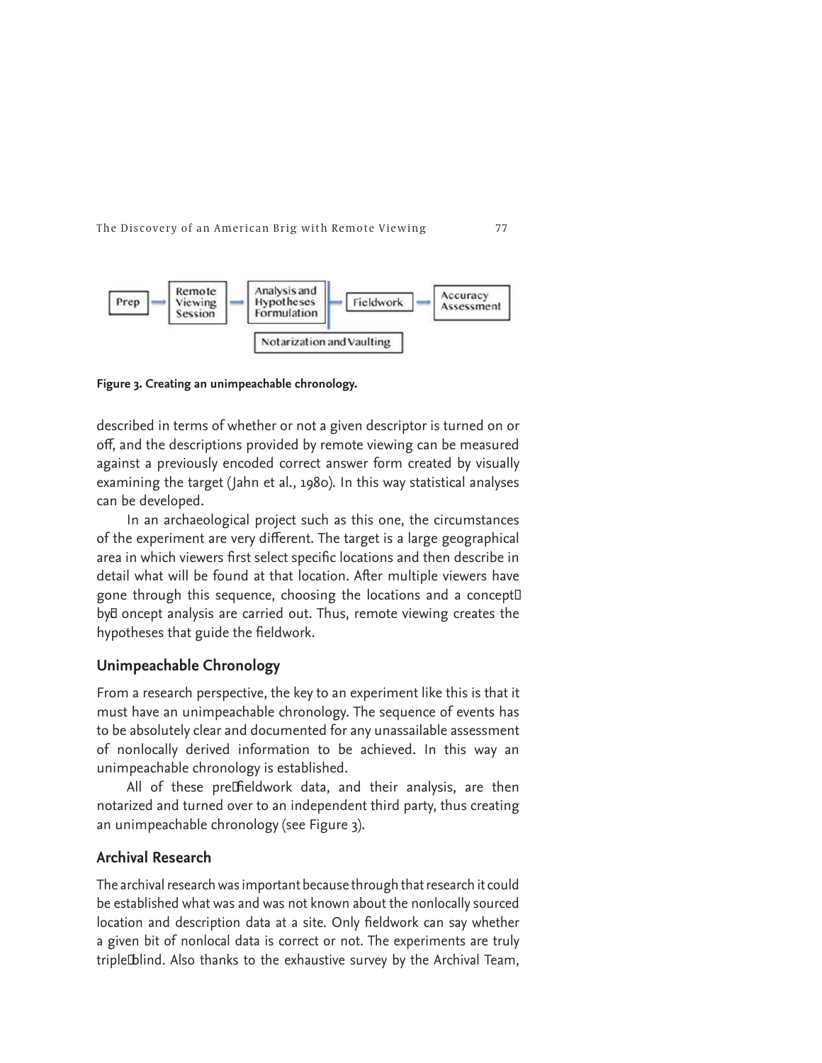| Prep | → | Remote Viewing Session | → | Analysis and Hypotheses Formulation | → | Fieldwork | → | Accuracy Assessment |
|---|---|---|---|---|---|---|---|---|
| | | | | Notarization and Vaulting | | | | |

**Figure 3. Creating an unimpeachable chronology.**

described in terms of whether or not a given descriptor is turned on or off, and the descriptions provided by remote viewing can be measured against a previously encoded correct answer form created by visually examining the target (Jahn et al., 1980). In this way statistical analyses can be developed.

In an archaeological project such as this one, the circumstances of the experiment are very different. The target is a large geographical area in which viewers first select specific locations and then describe in detail what will be found at that location. After multiple viewers have gone through this sequence, choosing the locations and a concept by oncept analysis are carried out. Thus, remote viewing creates the hypotheses that guide the fieldwork.

## Unimpeachable Chronology

From a research perspective, the key to an experiment like this is that it must have an unimpeachable chronology. The sequence of events has to be absolutely clear and documented for any unassailable assessment of nonlocally derived information to be achieved. In this way an unimpeachable chronology is established.

All of these pre fieldwork data, and their analysis, are then notarized and turned over to an independent third party, thus creating an unimpeachable chronology (see Figure 3).

## Archival Research

The archival research was important because through that research it could be established what was and was not known about the nonlocally sourced location and description data at a site. Only fieldwork can say whether a given bit of nonlocal data is correct or not. The experiments are truly triple blind. Also thanks to the exhaustive survey by the Archival Team,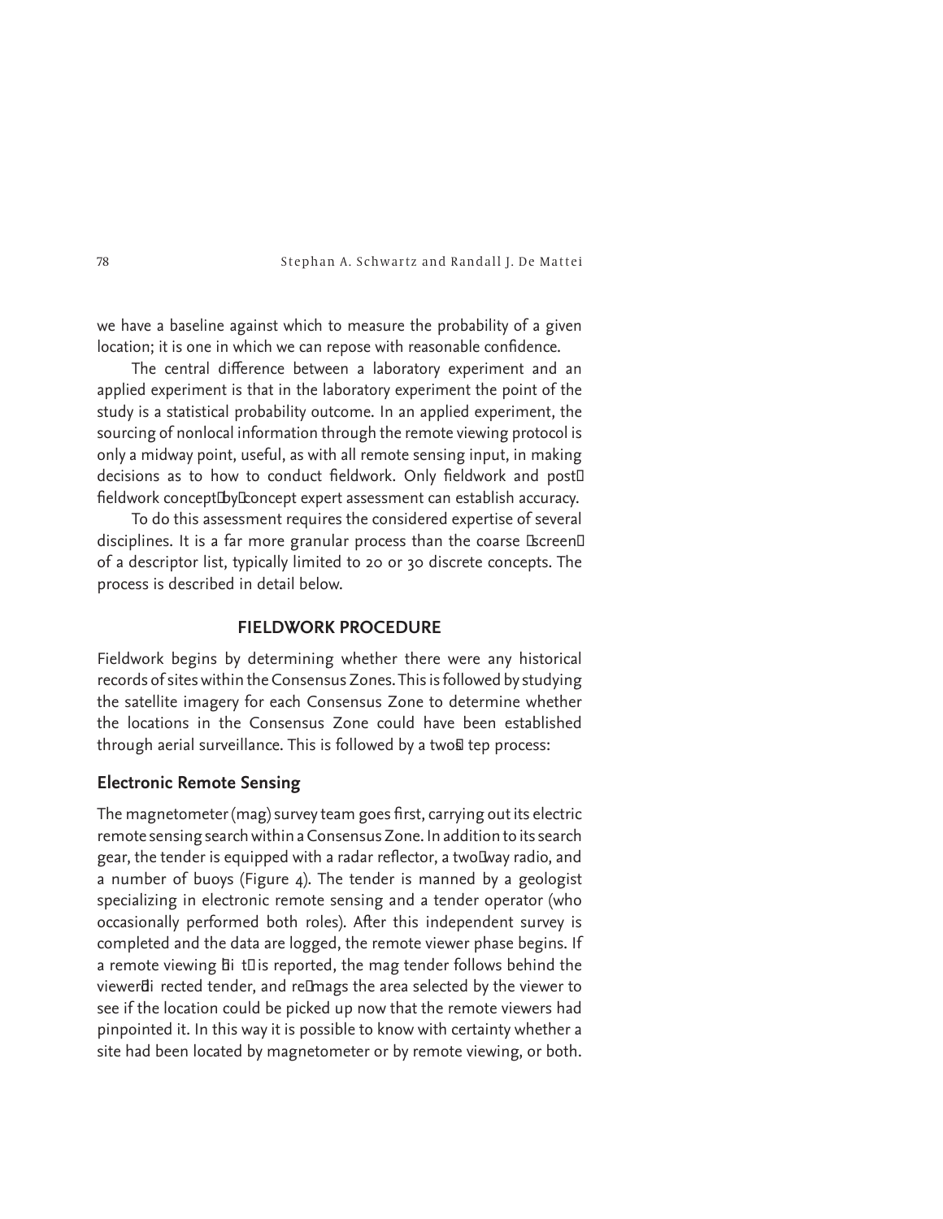we have a baseline against which to measure the probability of a given location; it is one in which we can repose with reasonable confidence.

The central difference between a laboratory experiment and an applied experiment is that in the laboratory experiment the point of the study is a statistical probability outcome. In an applied experiment, the sourcing of nonlocal information through the remote viewing protocol is only a midway point, useful, as with all remote sensing input, in making decisions as to how to conduct fieldwork. Only fieldwork and post-fieldwork concept-by-concept expert assessment can establish accuracy.

To do this assessment requires the considered expertise of several disciplines. It is a far more granular process than the coarse "screen" of a descriptor list, typically limited to 20 or 30 discrete concepts. The process is described in detail below.

## FIELDWORK PROCEDURE

Fieldwork begins by determining whether there were any historical records of sites within the Consensus Zones. This is followed by studying the satellite imagery for each Consensus Zone to determine whether the locations in the Consensus Zone could have been established through aerial surveillance. This is followed by a two-step process:

### Electronic Remote Sensing

The magnetometer (mag) survey team goes first, carrying out its electric remote sensing search within a Consensus Zone. In addition to its search gear, the tender is equipped with a radar reflector, a two-way radio, and a number of buoys (Figure 4). The tender is manned by a geologist specializing in electronic remote sensing and a tender operator (who occasionally performed both roles). After this independent survey is completed and the data are logged, the remote viewer phase begins. If a remote viewing "hit" is reported, the mag tender follows behind the viewer-directed tender, and re-mags the area selected by the viewer to see if the location could be picked up now that the remote viewers had pinpointed it. In this way it is possible to know with certainty whether a site had been located by magnetometer or by remote viewing, or both.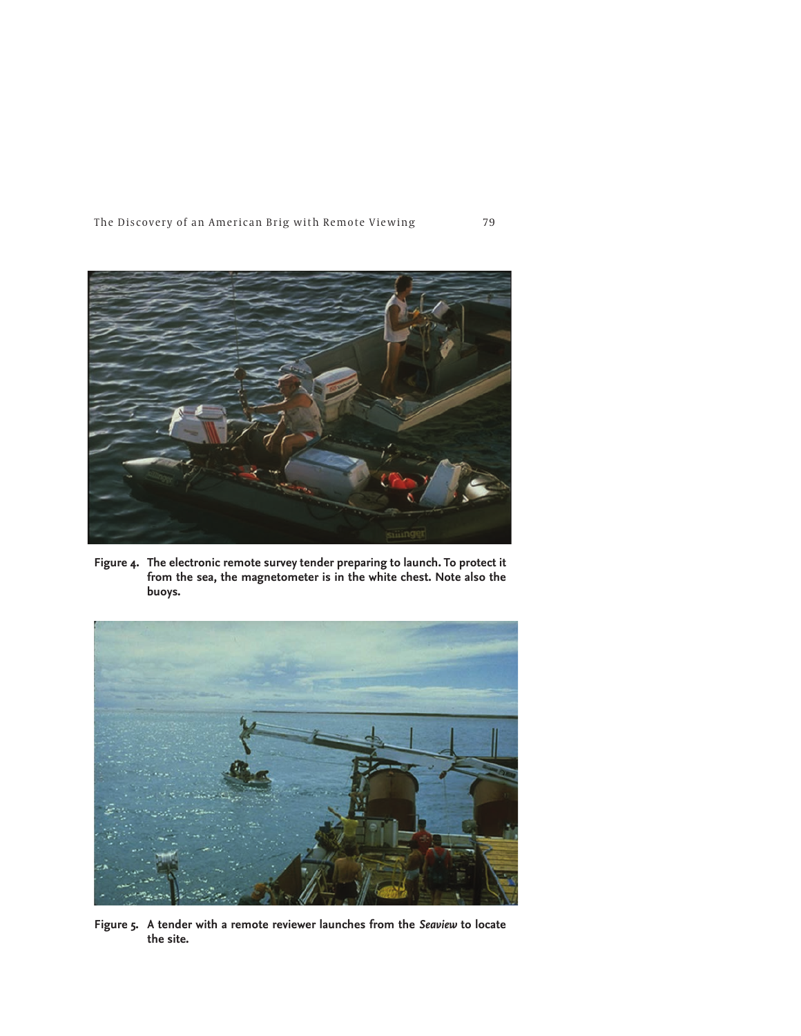**Figure 4. The electronic remote survey tender preparing to launch. To protect it from the sea, the magnetometer is in the white chest. Note also the buoys.**

**Figure 5. A tender with a remote reviewer launches from the *Seaview* to locate the site.**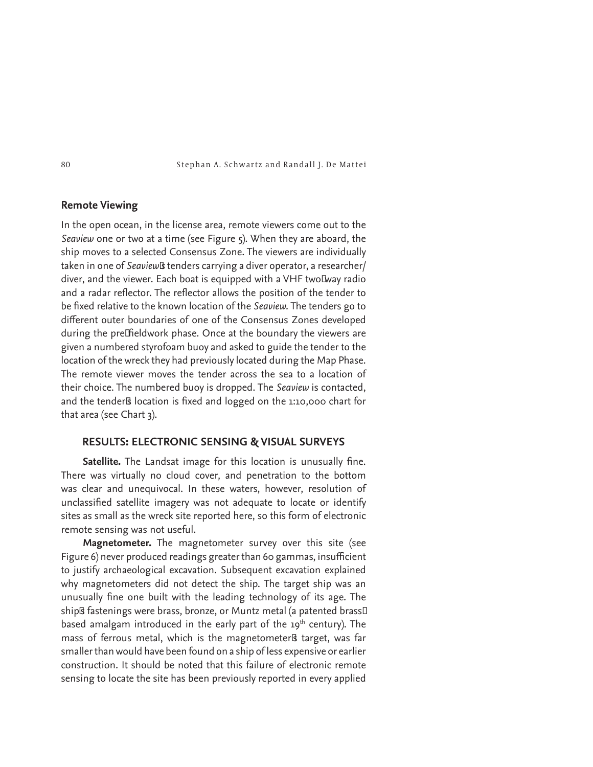## Remote Viewing

In the open ocean, in the license area, remote viewers come out to the *Seaview* one or two at a time (see Figure 5). When they are aboard, the ship moves to a selected Consensus Zone. The viewers are individually taken in one of *Seaview*'s tenders carrying a diver operator, a researcher/diver, and the viewer. Each boat is equipped with a VHF two-way radio and a radar reflector. The reflector allows the position of the tender to be fixed relative to the known location of the *Seaview.* The tenders go to different outer boundaries of one of the Consensus Zones developed during the pre-fieldwork phase. Once at the boundary the viewers are given a numbered styrofoam buoy and asked to guide the tender to the location of the wreck they had previously located during the Map Phase. The remote viewer moves the tender across the sea to a location of their choice. The numbered buoy is dropped. The *Seaview* is contacted, and the tender's location is fixed and logged on the 1:10,000 chart for that area (see Chart 3).

### RESULTS: ELECTRONIC SENSING & VISUAL SURVEYS

**Satellite.** The Landsat image for this location is unusually fine. There was virtually no cloud cover, and penetration to the bottom was clear and unequivocal. In these waters, however, resolution of unclassified satellite imagery was not adequate to locate or identify sites as small as the wreck site reported here, so this form of electronic remote sensing was not useful.

**Magnetometer.** The magnetometer survey over this site (see Figure 6) never produced readings greater than 60 gammas, insufficient to justify archaeological excavation. Subsequent excavation explained why magnetometers did not detect the ship. The target ship was an unusually fine one built with the leading technology of its age. The ship's fastenings were brass, bronze, or Muntz metal (a patented brass-based amalgam introduced in the early part of the 19th century). The mass of ferrous metal, which is the magnetometer's target, was far smaller than would have been found on a ship of less expensive or earlier construction. It should be noted that this failure of electronic remote sensing to locate the site has been previously reported in every applied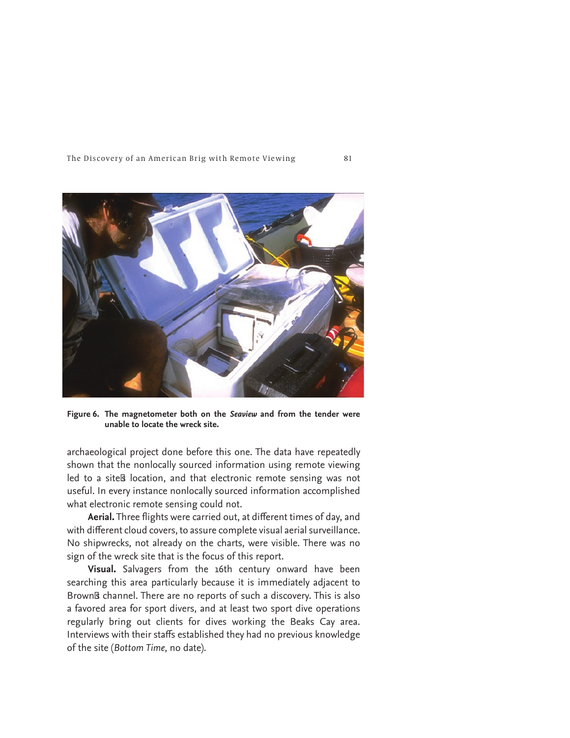Figure 6. The magnetometer both on the *Seaview* and from the tender were unable to locate the wreck site.

archaeological project done before this one. The data have repeatedly shown that the nonlocally sourced information using remote viewing led to a site's location, and that electronic remote sensing was not useful. In every instance nonlocally sourced information accomplished what electronic remote sensing could not.

**Aerial.** Three flights were carried out, at different times of day, and with different cloud covers, to assure complete visual aerial surveillance. No shipwrecks, not already on the charts, were visible. There was no sign of the wreck site that is the focus of this report.

**Visual.** Salvagers from the 16th century onward have been searching this area particularly because it is immediately adjacent to Brown's channel. There are no reports of such a discovery. This is also a favored area for sport divers, and at least two sport dive operations regularly bring out clients for dives working the Beaks Cay area. Interviews with their staffs established they had no previous knowledge of the site (*Bottom Time*, no date).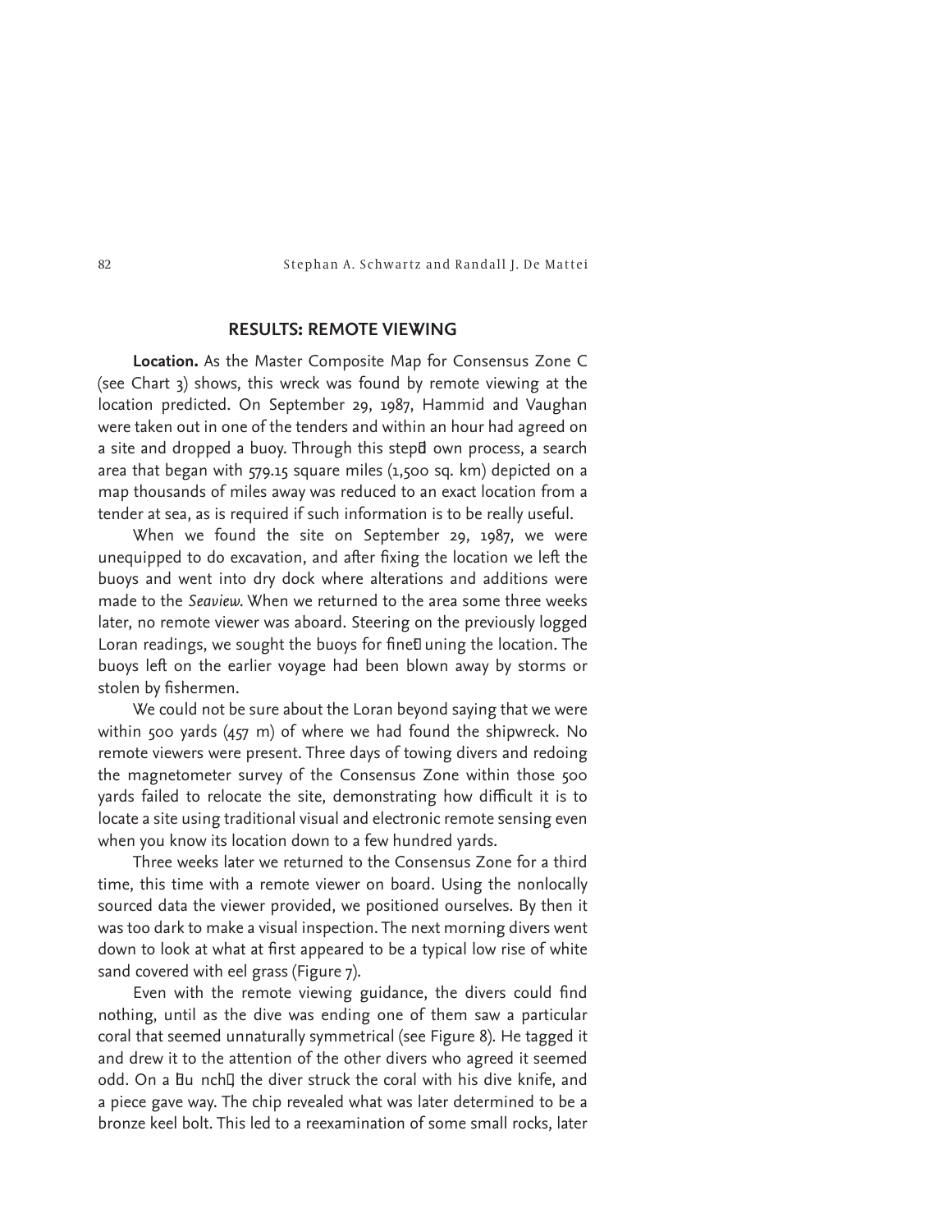## RESULTS: REMOTE VIEWING

**Location.** As the Master Composite Map for Consensus Zone C (see Chart 3) shows, this wreck was found by remote viewing at the location predicted. On September 29, 1987, Hammid and Vaughan were taken out in one of the tenders and within an hour had agreed on a site and dropped a buoy. Through this step-down process, a search area that began with 579.15 square miles (1,500 sq. km) depicted on a map thousands of miles away was reduced to an exact location from a tender at sea, as is required if such information is to be really useful.

When we found the site on September 29, 1987, we were unequipped to do excavation, and after fixing the location we left the buoys and went into dry dock where alterations and additions were made to the *Seaview.* When we returned to the area some three weeks later, no remote viewer was aboard. Steering on the previously logged Loran readings, we sought the buoys for fine-tuning the location. The buoys left on the earlier voyage had been blown away by storms or stolen by fishermen.

We could not be sure about the Loran beyond saying that we were within 500 yards (457 m) of where we had found the shipwreck. No remote viewers were present. Three days of towing divers and redoing the magnetometer survey of the Consensus Zone within those 500 yards failed to relocate the site, demonstrating how difficult it is to locate a site using traditional visual and electronic remote sensing even when you know its location down to a few hundred yards.

Three weeks later we returned to the Consensus Zone for a third time, this time with a remote viewer on board. Using the nonlocally sourced data the viewer provided, we positioned ourselves. By then it was too dark to make a visual inspection. The next morning divers went down to look at what at first appeared to be a typical low rise of white sand covered with eel grass (Figure 7).

Even with the remote viewing guidance, the divers could find nothing, until as the dive was ending one of them saw a particular coral that seemed unnaturally symmetrical (see Figure 8). He tagged it and drew it to the attention of the other divers who agreed it seemed odd. On a "hunch" the diver struck the coral with his dive knife, and a piece gave way. The chip revealed what was later determined to be a bronze keel bolt. This led to a reexamination of some small rocks, later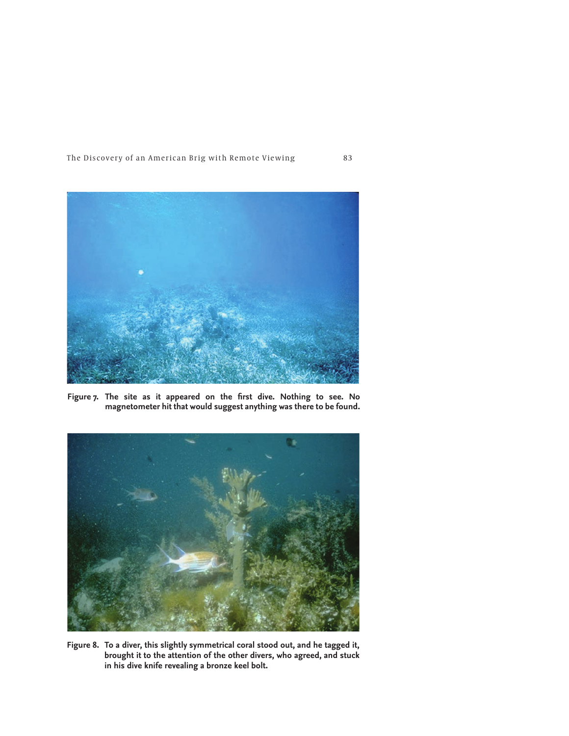Figure 7. The site as it appeared on the first dive. Nothing to see. No magnetometer hit that would suggest anything was there to be found.

Figure 8. To a diver, this slightly symmetrical coral stood out, and he tagged it, brought it to the attention of the other divers, who agreed, and stuck in his dive knife revealing a bronze keel bolt.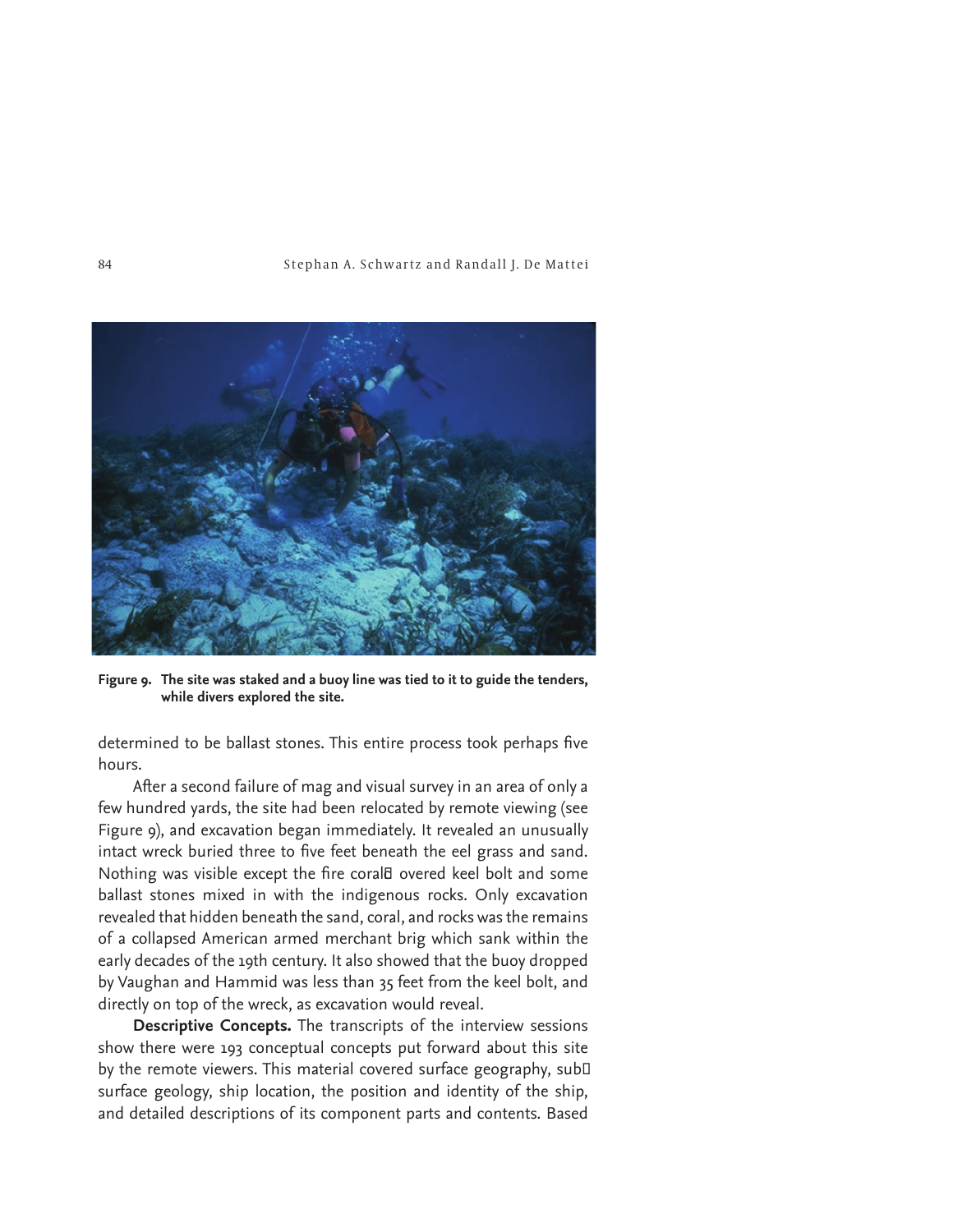**Figure 9. The site was staked and a buoy line was tied to it to guide the tenders, while divers explored the site.**

determined to be ballast stones. This entire process took perhaps five hours.

After a second failure of mag and visual survey in an area of only a few hundred yards, the site had been relocated by remote viewing (see Figure 9), and excavation began immediately. It revealed an unusually intact wreck buried three to five feet beneath the eel grass and sand. Nothing was visible except the fire coral-covered keel bolt and some ballast stones mixed in with the indigenous rocks. Only excavation revealed that hidden beneath the sand, coral, and rocks was the remains of a collapsed American armed merchant brig which sank within the early decades of the 19th century. It also showed that the buoy dropped by Vaughan and Hammid was less than 35 feet from the keel bolt, and directly on top of the wreck, as excavation would reveal.

**Descriptive Concepts.** The transcripts of the interview sessions show there were 193 conceptual concepts put forward about this site by the remote viewers. This material covered surface geography, sub-surface geology, ship location, the position and identity of the ship, and detailed descriptions of its component parts and contents. Based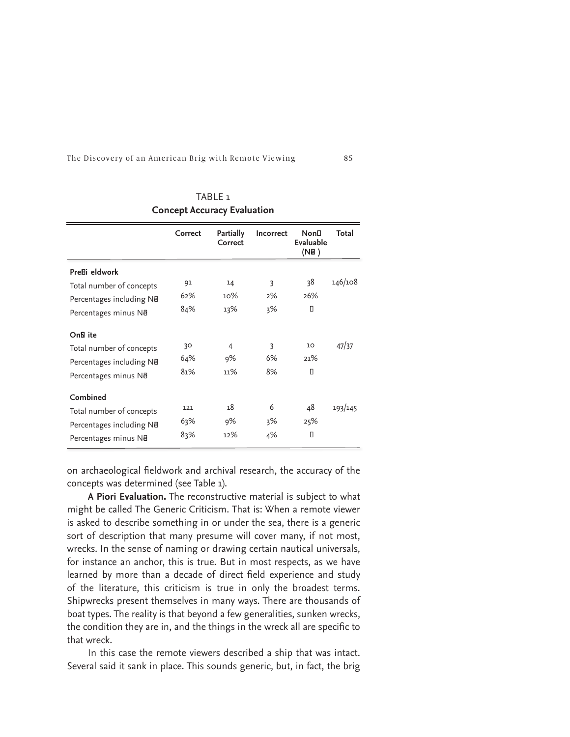TABLE 1
**Concept Accuracy Evaluation**

| | Correct | Partially Correct | Incorrect | Non-Evaluable (NE) | Total |
|---|---|---|---|---|---|
| **Pre-fieldwork** | | | | | |
| Total number of concepts | 91 | 14 | 3 | 38 | 146/108 |
| Percentages including NE | 62% | 10% | 2% | 26% | |
| Percentages minus NE | 84% | 13% | 3% | — | |
| **On-Site** | | | | | |
| Total number of concepts | 30 | 4 | 3 | 10 | 47/37 |
| Percentages including NE | 64% | 9% | 6% | 21% | |
| Percentages minus NE | 81% | 11% | 8% | — | |
| **Combined** | | | | | |
| Total number of concepts | 121 | 18 | 6 | 48 | 193/145 |
| Percentages including NE | 63% | 9% | 3% | 25% | |
| Percentages minus NE | 83% | 12% | 4% | — | |

on archaeological fieldwork and archival research, the accuracy of the concepts was determined (see Table 1).

**A Piori Evaluation.** The reconstructive material is subject to what might be called The Generic Criticism. That is: When a remote viewer is asked to describe something in or under the sea, there is a generic sort of description that many presume will cover many, if not most, wrecks. In the sense of naming or drawing certain nautical universals, for instance an anchor, this is true. But in most respects, as we have learned by more than a decade of direct field experience and study of the literature, this criticism is true in only the broadest terms. Shipwrecks present themselves in many ways. There are thousands of boat types. The reality is that beyond a few generalities, sunken wrecks, the condition they are in, and the things in the wreck all are specific to that wreck.

In this case the remote viewers described a ship that was intact. Several said it sank in place. This sounds generic, but, in fact, the brig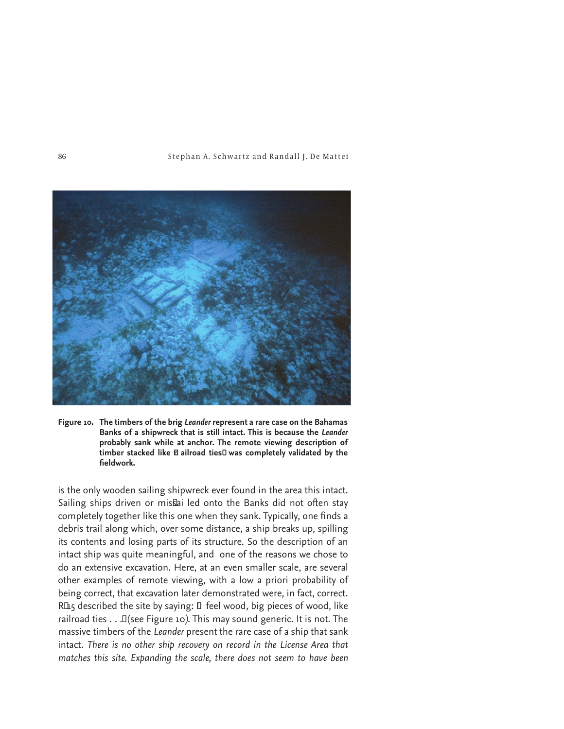**Figure 10. The timbers of the brig *Leander* represent a rare case on the Bahamas Banks of a shipwreck that is still intact. This is because the *Leander* probably sank while at anchor. The remote viewing description of timber stacked like "railroad ties" was completely validated by the fieldwork.**

is the only wooden sailing shipwreck ever found in the area this intact. Sailing ships driven or missail led onto the Banks did not often stay completely together like this one when they sank. Typically, one finds a debris trail along which, over some distance, a ship breaks up, spilling its contents and losing parts of its structure. So the description of an intact ship was quite meaningful, and one of the reasons we chose to do an extensive excavation. Here, at an even smaller scale, are several other examples of remote viewing, with a low a priori probability of being correct, that excavation later demonstrated were, in fact, correct. R-15 described the site by saying: "I feel wood, big pieces of wood, like railroad ties . . ." (see Figure 10). This may sound generic. It is not. The massive timbers of the *Leander* present the rare case of a ship that sank intact. *There is no other ship recovery on record in the License Area that matches this site. Expanding the scale, there does not seem to have been*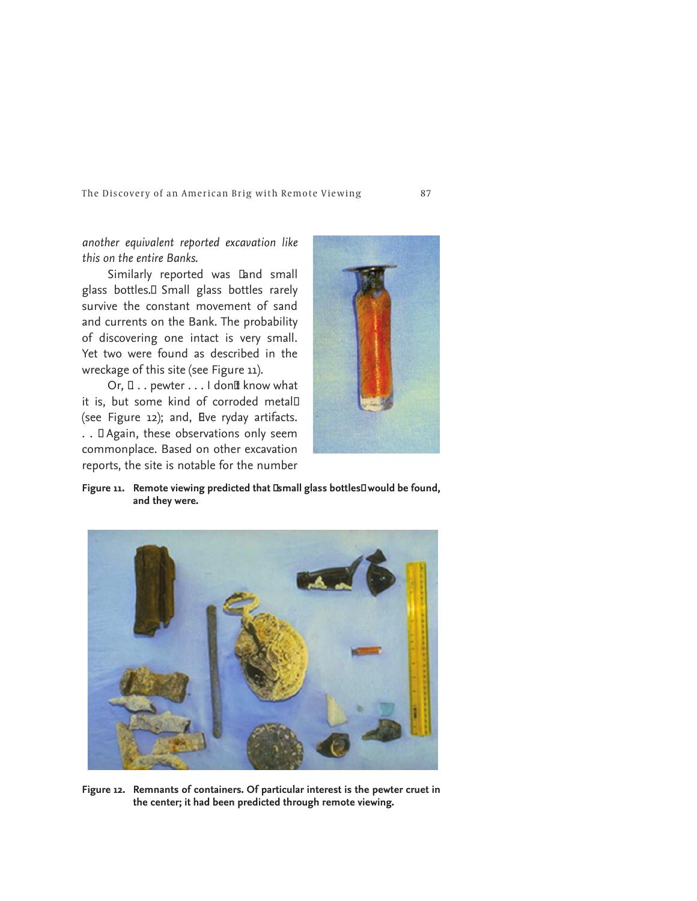*another equivalent reported excavation like this on the entire Banks.*

Similarly reported was "and small glass bottles." Small glass bottles rarely survive the constant movement of sand and currents on the Bank. The probability of discovering one intact is very small. Yet two were found as described in the wreckage of this site (see Figure 11).

Or, ". . . pewter . . . I don't know what it is, but some kind of corroded metal" (see Figure 12); and, "everyday artifacts. . . ." Again, these observations only seem commonplace. Based on other excavation reports, the site is notable for the number

**Figure 11. Remote viewing predicted that "small glass bottles" would be found, and they were.**

**Figure 12. Remnants of containers. Of particular interest is the pewter cruet in the center; it had been predicted through remote viewing.**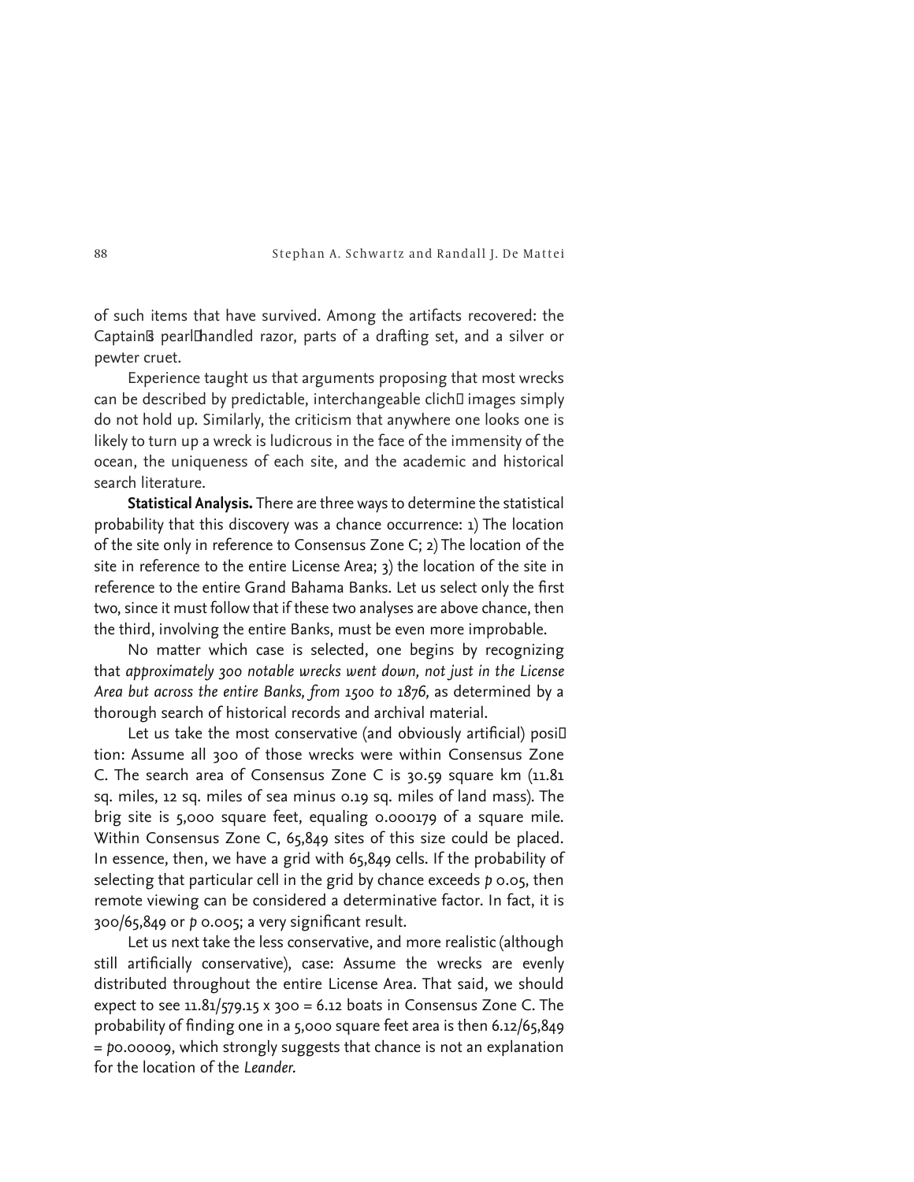of such items that have survived. Among the artifacts recovered: the Captain's pearl-handled razor, parts of a drafting set, and a silver or pewter cruet.

Experience taught us that arguments proposing that most wrecks can be described by predictable, interchangeable cliché images simply do not hold up. Similarly, the criticism that anywhere one looks one is likely to turn up a wreck is ludicrous in the face of the immensity of the ocean, the uniqueness of each site, and the academic and historical search literature.

**Statistical Analysis.** There are three ways to determine the statistical probability that this discovery was a chance occurrence: 1) The location of the site only in reference to Consensus Zone C; 2) The location of the site in reference to the entire License Area; 3) the location of the site in reference to the entire Grand Bahama Banks. Let us select only the first two, since it must follow that if these two analyses are above chance, then the third, involving the entire Banks, must be even more improbable.

No matter which case is selected, one begins by recognizing that *approximately 300 notable wrecks went down, not just in the License Area but across the entire Banks, from 1500 to 1876,* as determined by a thorough search of historical records and archival material.

Let us take the most conservative (and obviously artificial) position: Assume all 300 of those wrecks were within Consensus Zone C. The search area of Consensus Zone C is 30.59 square km (11.81 sq. miles, 12 sq. miles of sea minus 0.19 sq. miles of land mass). The brig site is 5,000 square feet, equaling 0.000179 of a square mile. Within Consensus Zone C, 65,849 sites of this size could be placed. In essence, then, we have a grid with 65,849 cells. If the probability of selecting that particular cell in the grid by chance exceeds $p$ 0.05, then remote viewing can be considered a determinative factor. In fact, it is 300/65,849 or $p$ 0.005; a very significant result.

Let us next take the less conservative, and more realistic (although still artificially conservative), case: Assume the wrecks are evenly distributed throughout the entire License Area. That said, we should expect to see 11.81/579.15 x 300 = 6.12 boats in Consensus Zone C. The probability of finding one in a 5,000 square feet area is then 6.12/65,849 = $p$0.00009, which strongly suggests that chance is not an explanation for the location of the *Leander.*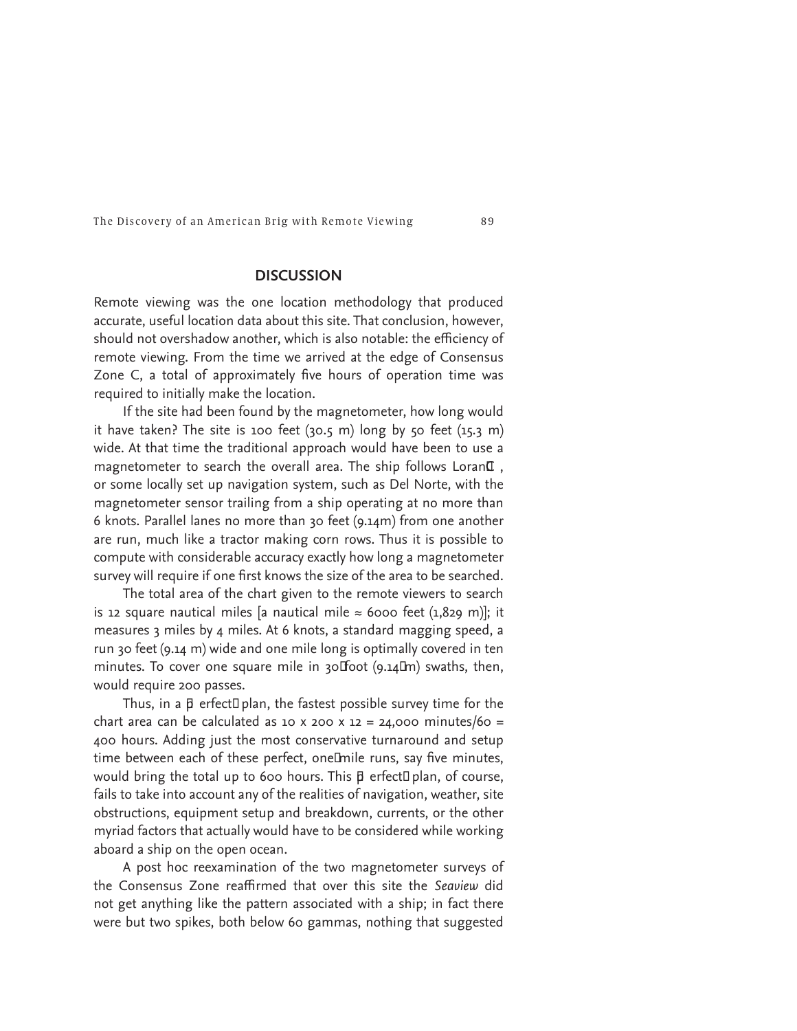## DISCUSSION

Remote viewing was the one location methodology that produced accurate, useful location data about this site. That conclusion, however, should not overshadow another, which is also notable: the efficiency of remote viewing. From the time we arrived at the edge of Consensus Zone C, a total of approximately five hours of operation time was required to initially make the location.

If the site had been found by the magnetometer, how long would it have taken? The site is 100 feet (30.5 m) long by 50 feet (15.3 m) wide. At that time the traditional approach would have been to use a magnetometer to search the overall area. The ship follows Loran‑C, or some locally set up navigation system, such as Del Norte, with the magnetometer sensor trailing from a ship operating at no more than 6 knots. Parallel lanes no more than 30 feet (9.14m) from one another are run, much like a tractor making corn rows. Thus it is possible to compute with considerable accuracy exactly how long a magnetometer survey will require if one first knows the size of the area to be searched.

The total area of the chart given to the remote viewers to search is 12 square nautical miles [a nautical mile ≈ 6000 feet (1,829 m)]; it measures 3 miles by 4 miles. At 6 knots, a standard magging speed, a run 30 feet (9.14 m) wide and one mile long is optimally covered in ten minutes. To cover one square mile in 30‑foot (9.14 m) swaths, then, would require 200 passes.

Thus, in a "perfect" plan, the fastest possible survey time for the chart area can be calculated as 10 x 200 x 12 = 24,000 minutes/60 = 400 hours. Adding just the most conservative turnaround and setup time between each of these perfect, one‑mile runs, say five minutes, would bring the total up to 600 hours. This "perfect" plan, of course, fails to take into account any of the realities of navigation, weather, site obstructions, equipment setup and breakdown, currents, or the other myriad factors that actually would have to be considered while working aboard a ship on the open ocean.

A post hoc reexamination of the two magnetometer surveys of the Consensus Zone reaffirmed that over this site the *Seaview* did not get anything like the pattern associated with a ship; in fact there were but two spikes, both below 60 gammas, nothing that suggested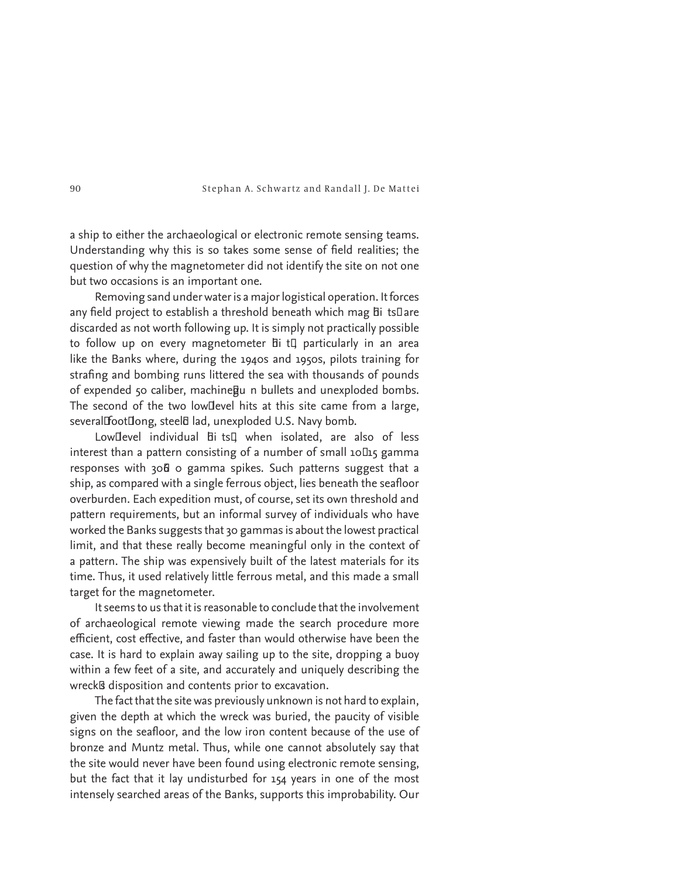a ship to either the archaeological or electronic remote sensing teams. Understanding why this is so takes some sense of field realities; the question of why the magnetometer did not identify the site on not one but two occasions is an important one.

Removing sand under water is a major logistical operation. It forces any field project to establish a threshold beneath which mag "hits" are discarded as not worth following up. It is simply not practically possible to follow up on every magnetometer "hit," particularly in an area like the Banks where, during the 1940s and 1950s, pilots training for strafing and bombing runs littered the sea with thousands of pounds of expended 50 caliber, machine-gun bullets and unexploded bombs. The second of the two low-level hits at this site came from a large, several-foot-long, steel-clad, unexploded U.S. Navy bomb.

Low-level individual "hits," when isolated, are also of less interest than a pattern consisting of a number of small 10–15 gamma responses with 30–50 gamma spikes. Such patterns suggest that a ship, as compared with a single ferrous object, lies beneath the seafloor overburden. Each expedition must, of course, set its own threshold and pattern requirements, but an informal survey of individuals who have worked the Banks suggests that 30 gammas is about the lowest practical limit, and that these really become meaningful only in the context of a pattern. The ship was expensively built of the latest materials for its time. Thus, it used relatively little ferrous metal, and this made a small target for the magnetometer.

It seems to us that it is reasonable to conclude that the involvement of archaeological remote viewing made the search procedure more efficient, cost effective, and faster than would otherwise have been the case. It is hard to explain away sailing up to the site, dropping a buoy within a few feet of a site, and accurately and uniquely describing the wreck's disposition and contents prior to excavation.

The fact that the site was previously unknown is not hard to explain, given the depth at which the wreck was buried, the paucity of visible signs on the seafloor, and the low iron content because of the use of bronze and Muntz metal. Thus, while one cannot absolutely say that the site would never have been found using electronic remote sensing, but the fact that it lay undisturbed for 154 years in one of the most intensely searched areas of the Banks, supports this improbability. Our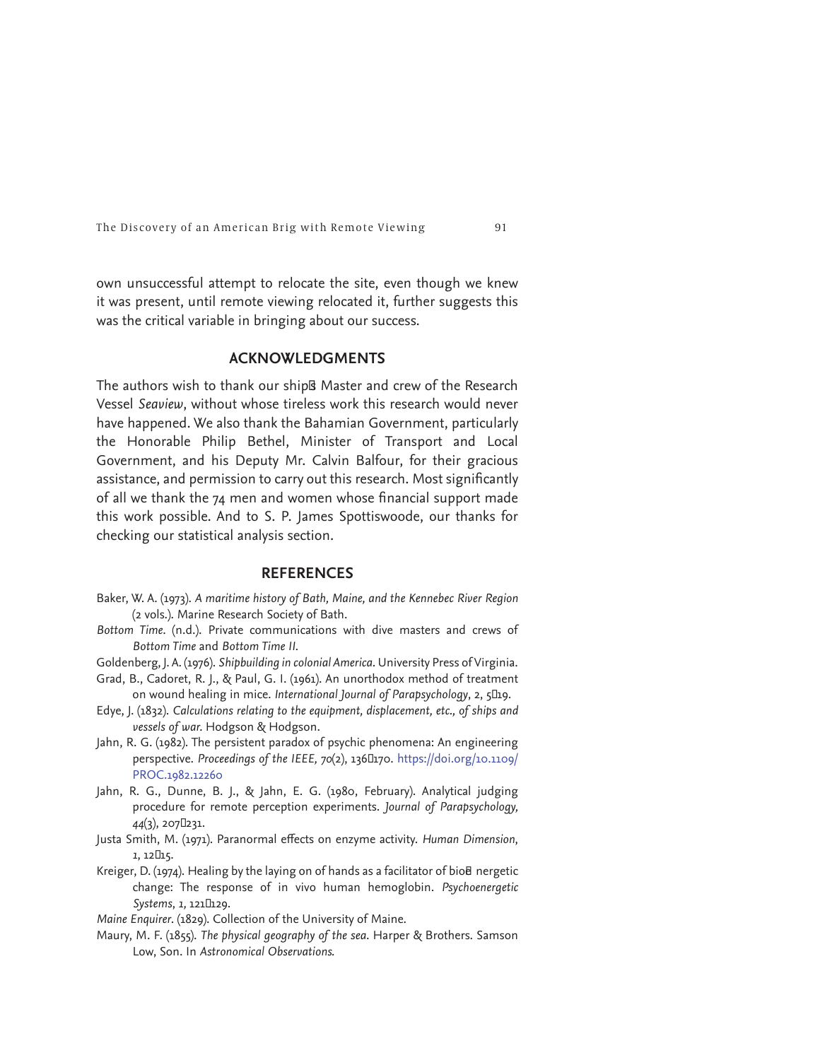own unsuccessful attempt to relocate the site, even though we knew it was present, until remote viewing relocated it, further suggests this was the critical variable in bringing about our success.

## ACKNOWLEDGMENTS

The authors wish to thank our ship's Master and crew of the Research Vessel *Seaview*, without whose tireless work this research would never have happened. We also thank the Bahamian Government, particularly the Honorable Philip Bethel, Minister of Transport and Local Government, and his Deputy Mr. Calvin Balfour, for their gracious assistance, and permission to carry out this research. Most significantly of all we thank the 74 men and women whose financial support made this work possible. And to S. P. James Spottiswoode, our thanks for checking our statistical analysis section.

## REFERENCES

Baker, W. A. (1973). *A maritime history of Bath, Maine, and the Kennebec River Region* (2 vols.). Marine Research Society of Bath.

*Bottom Time*. (n.d.). Private communications with dive masters and crews of *Bottom Time* and *Bottom Time II*.

Goldenberg, J. A. (1976). *Shipbuilding in colonial America*. University Press of Virginia.

Grad, B., Cadoret, R. J., & Paul, G. I. (1961). An unorthodox method of treatment on wound healing in mice. *International Journal of Parapsychology*, 2, 5–19.

Edye, J. (1832). *Calculations relating to the equipment, displacement, etc., of ships and vessels of war*. Hodgson & Hodgson.

Jahn, R. G. (1982). The persistent paradox of psychic phenomena: An engineering perspective. *Proceedings of the IEEE, 70*(2), 136–170. https://doi.org/10.1109/PROC.1982.12260

Jahn, R. G., Dunne, B. J., & Jahn, E. G. (1980, February). Analytical judging procedure for remote perception experiments. *Journal of Parapsychology, 44*(3), 207–231.

Justa Smith, M. (1971). Paranormal effects on enzyme activity. *Human Dimension*, *1*, 12–15.

Kreiger, D. (1974). Healing by the laying on of hands as a facilitator of bio-energetic change: The response of in vivo human hemoglobin. *Psychoenergetic Systems*, *1*, 121–129.

*Maine Enquirer*. (1829). Collection of the University of Maine.

Maury, M. F. (1855). *The physical geography of the sea*. Harper & Brothers. Samson Low, Son. In *Astronomical Observations.*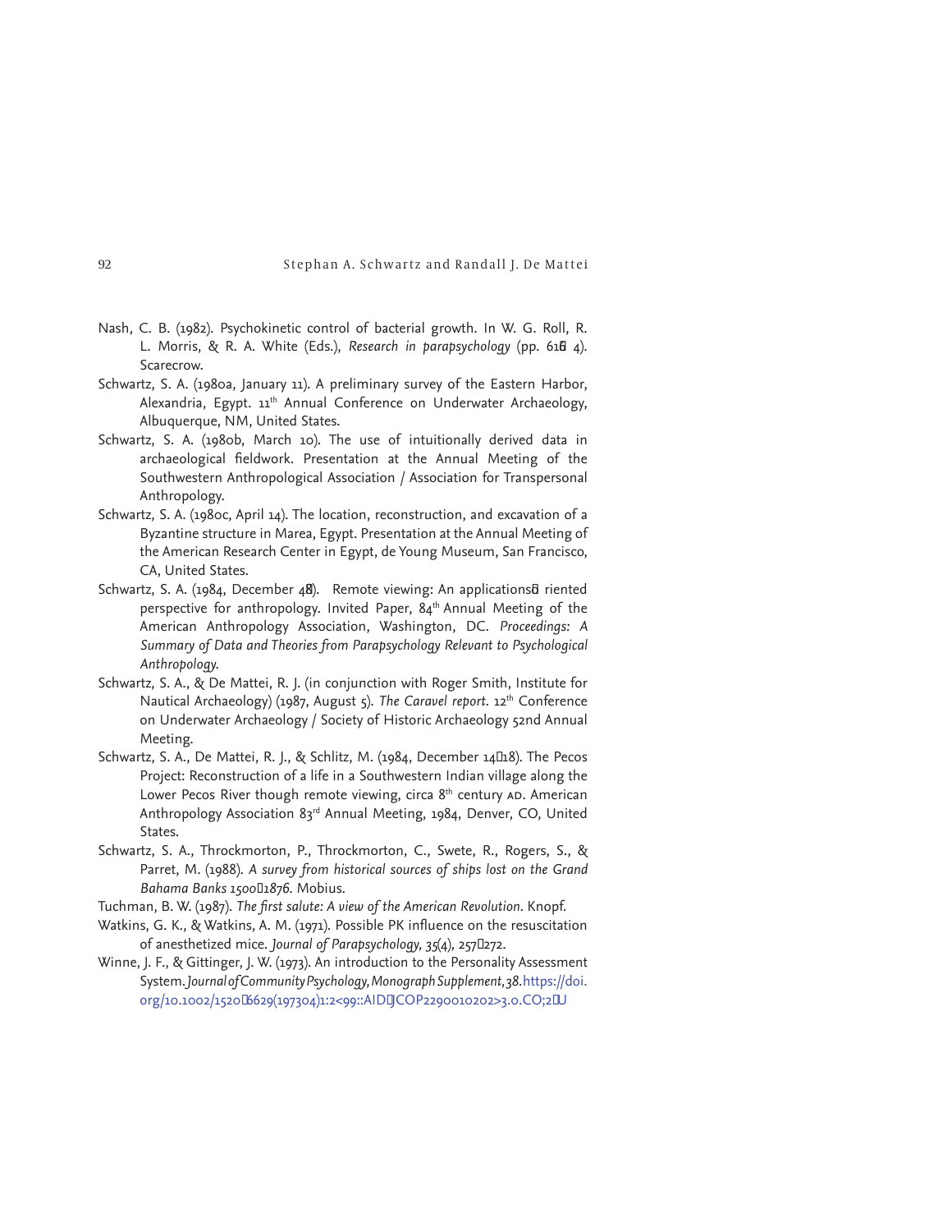Nash, C. B. (1982). Psychokinetic control of bacterial growth. In W. G. Roll, R. L. Morris, & R. A. White (Eds.), *Research in parapsychology* (pp. 61–64). Scarecrow.

Schwartz, S. A. (1980a, January 11). A preliminary survey of the Eastern Harbor, Alexandria, Egypt. 11th Annual Conference on Underwater Archaeology, Albuquerque, NM, United States.

Schwartz, S. A. (1980b, March 10). The use of intuitionally derived data in archaeological fieldwork. Presentation at the Annual Meeting of the Southwestern Anthropological Association / Association for Transpersonal Anthropology.

Schwartz, S. A. (1980c, April 14). The location, reconstruction, and excavation of a Byzantine structure in Marea, Egypt. Presentation at the Annual Meeting of the American Research Center in Egypt, de Young Museum, San Francisco, CA, United States.

Schwartz, S. A. (1984, December 4–8). Remote viewing: An applications-oriented perspective for anthropology. Invited Paper, 84th Annual Meeting of the American Anthropology Association, Washington, DC. *Proceedings: A Summary of Data and Theories from Parapsychology Relevant to Psychological Anthropology.*

Schwartz, S. A., & De Mattei, R. J. (in conjunction with Roger Smith, Institute for Nautical Archaeology) (1987, August 5). *The Caravel report.* 12th Conference on Underwater Archaeology / Society of Historic Archaeology 52nd Annual Meeting.

Schwartz, S. A., De Mattei, R. J., & Schlitz, M. (1984, December 14–18). The Pecos Project: Reconstruction of a life in a Southwestern Indian village along the Lower Pecos River though remote viewing, circa 8th century AD. American Anthropology Association 83rd Annual Meeting, 1984, Denver, CO, United States.

Schwartz, S. A., Throckmorton, P., Throckmorton, C., Swete, R., Rogers, S., & Parret, M. (1988). *A survey from historical sources of ships lost on the Grand Bahama Banks 1500–1876.* Mobius.

Tuchman, B. W. (1987). *The first salute: A view of the American Revolution.* Knopf.

Watkins, G. K., & Watkins, A. M. (1971). Possible PK influence on the resuscitation of anesthetized mice. *Journal of Parapsychology, 35*(4), 257–272.

Winne, J. F., & Gittinger, J. W. (1973). An introduction to the Personality Assessment System. *Journal of Community Psychology, Monograph Supplement, 38.* https://doi.org/10.1002/1520-6629(197304)1:2<99::AID-JCOP2290010202>3.0.CO;2-U